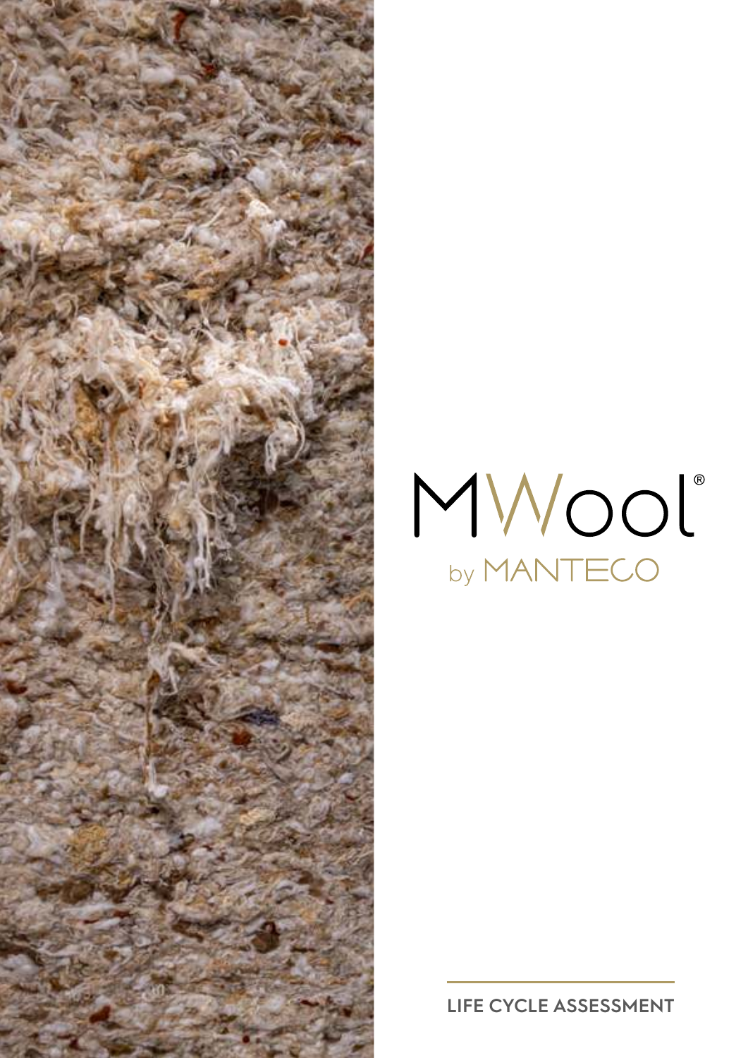# MWool®

by MANTECO

LIFE CYCLE ASSESSMENT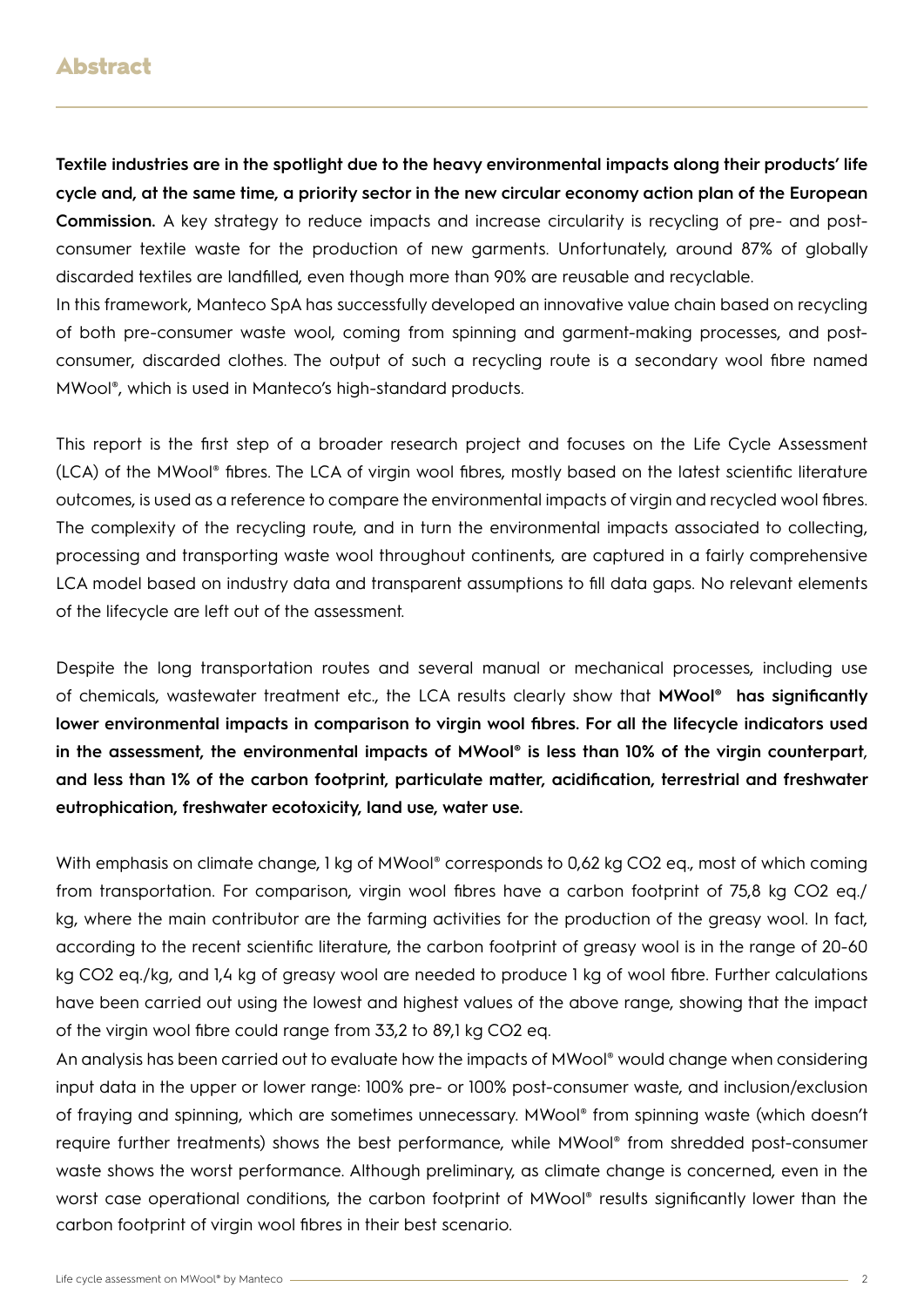# Abstract

**Textile industries are in the spotlight due to the heavy environmental impacts along their products' life cycle and, at the same time, a priority sector in the new circular economy action plan of the European Commission.** A key strategy to reduce impacts and increase circularity is recycling of pre- and post-consumer textile waste for the production of new garments. Unfortunately, around 87% of globally discarded textiles are landfilled, even though more than 90% are reusable and recyclable.

In this framework, Manteco SpA has successfully developed an innovative value chain based on recycling of both pre-consumer waste wool, coming from spinning and garment-making processes, and post-consumer, discarded clothes. The output of such a recycling route is a secondary wool fibre named MWool®, which is used in Manteco's high-standard products.

This report is the first step of a broader research project and focuses on the Life Cycle Assessment (LCA) of the MWool® fibres. The LCA of virgin wool fibres, mostly based on the latest scientific literature outcomes, is used as a reference to compare the environmental impacts of virgin and recycled wool fibres. The complexity of the recycling route, and in turn the environmental impacts associated to collecting, processing and transporting waste wool throughout continents, are captured in a fairly comprehensive LCA model based on industry data and transparent assumptions to fill data gaps. No relevant elements of the lifecycle are left out of the assessment.

Despite the long transportation routes and several manual or mechanical processes, including use of chemicals, wastewater treatment etc., the LCA results clearly show that **MWool® has significantly lower environmental impacts in comparison to virgin wool fibres. For all the lifecycle indicators used in the assessment, the environmental impacts of MWool® is less than 10% of the virgin counterpart, and less than 1% of the carbon footprint, particulate matter, acidification, terrestrial and freshwater eutrophication, freshwater ecotoxicity, land use, water use.**

With emphasis on climate change, 1 kg of MWool® corresponds to 0,62 kg CO2 eq., most of which coming from transportation. For comparison, virgin wool fibres have a carbon footprint of 75,8 kg CO2 eq./kg, where the main contributor are the farming activities for the production of the greasy wool. In fact, according to the recent scientific literature, the carbon footprint of greasy wool is in the range of 20-60 kg CO2 eq./kg, and 1,4 kg of greasy wool are needed to produce 1 kg of wool fibre. Further calculations have been carried out using the lowest and highest values of the above range, showing that the impact of the virgin wool fibre could range from 33,2 to 89,1 kg CO2 eq.

An analysis has been carried out to evaluate how the impacts of MWool® would change when considering input data in the upper or lower range: 100% pre- or 100% post-consumer waste, and inclusion/exclusion of fraying and spinning, which are sometimes unnecessary. MWool® from spinning waste (which doesn't require further treatments) shows the best performance, while MWool® from shredded post-consumer waste shows the worst performance. Although preliminary, as climate change is concerned, even in the worst case operational conditions, the carbon footprint of MWool® results significantly lower than the carbon footprint of virgin wool fibres in their best scenario.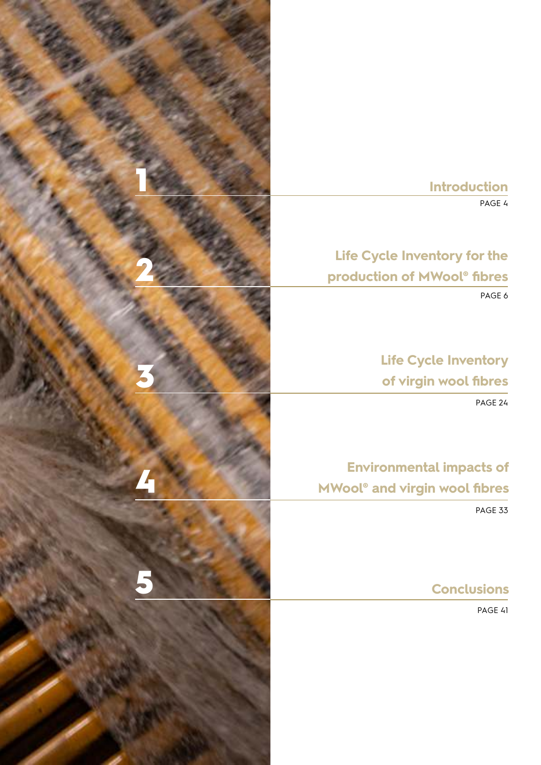1. **Introduction** — PAGE 4

2. **Life Cycle Inventory for the production of MWool® fibres** — PAGE 6

3. **Life Cycle Inventory of virgin wool fibres** — PAGE 24

4. **Environmental impacts of MWool® and virgin wool fibres** — PAGE 33

5. **Conclusions** — PAGE 41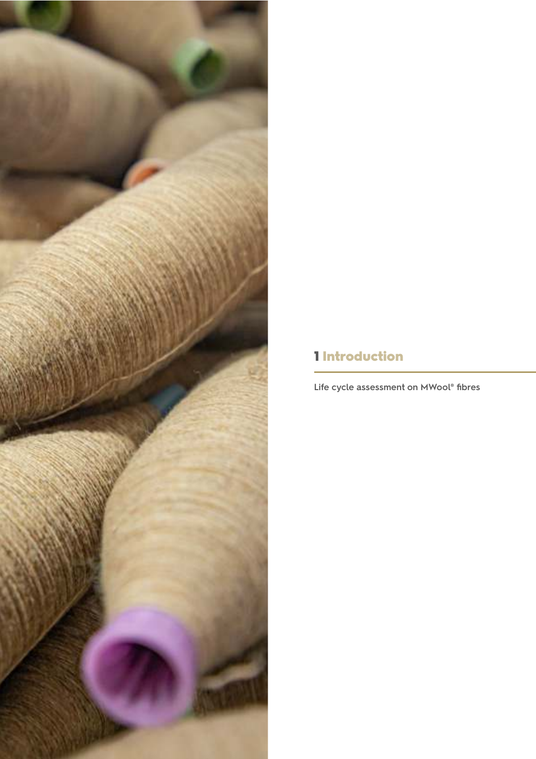# 1 Introduction

Life cycle assessment on MWool® fibres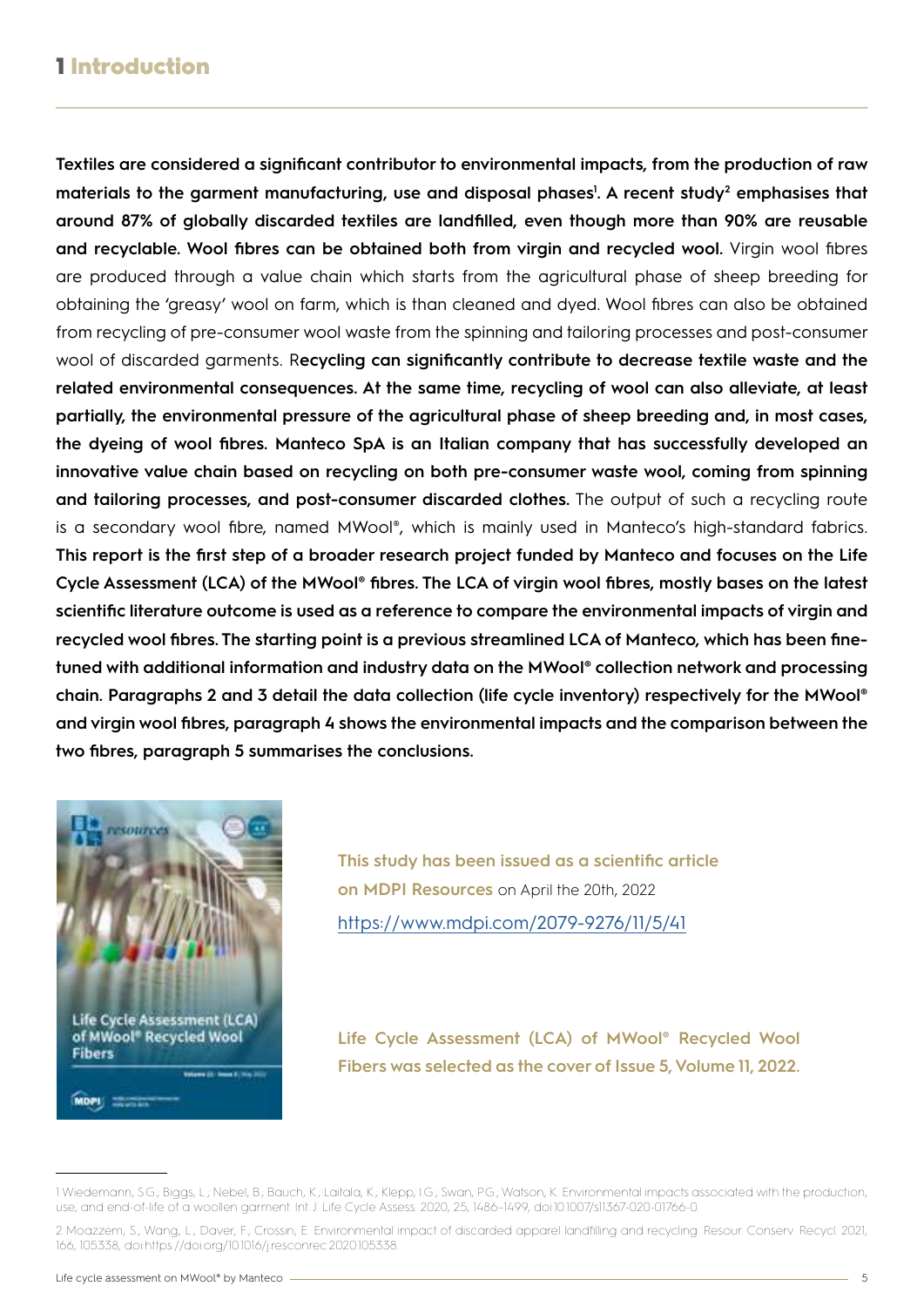# 1 Introduction

**Textiles are considered a significant contributor to environmental impacts, from the production of raw materials to the garment manufacturing, use and disposal phases[1]. A recent study[2] emphasises that around 87% of globally discarded textiles are landfilled, even though more than 90% are reusable and recyclable. Wool fibres can be obtained both from virgin and recycled wool.** Virgin wool fibres are produced through a value chain which starts from the agricultural phase of sheep breeding for obtaining the 'greasy' wool on farm, which is than cleaned and dyed. Wool fibres can also be obtained from recycling of pre-consumer wool waste from the spinning and tailoring processes and post-consumer wool of discarded garments. R**ecycling can significantly contribute to decrease textile waste and the related environmental consequences. At the same time, recycling of wool can also alleviate, at least partially, the environmental pressure of the agricultural phase of sheep breeding and, in most cases, the dyeing of wool fibres. Manteco SpA is an Italian company that has successfully developed an innovative value chain based on recycling on both pre-consumer waste wool, coming from spinning and tailoring processes, and post-consumer discarded clothes.** The output of such a recycling route is a secondary wool fibre, named MWool®, which is mainly used in Manteco's high-standard fabrics. **This report is the first step of a broader research project funded by Manteco and focuses on the Life Cycle Assessment (LCA) of the MWool® fibres. The LCA of virgin wool fibres, mostly bases on the latest scientific literature outcome is used as a reference to compare the environmental impacts of virgin and recycled wool fibres. The starting point is a previous streamlined LCA of Manteco, which has been fine-tuned with additional information and industry data on the MWool® collection network and processing chain. Paragraphs 2 and 3 detail the data collection (life cycle inventory) respectively for the MWool® and virgin wool fibres, paragraph 4 shows the environmental impacts and the comparison between the two fibres, paragraph 5 summarises the conclusions.**

**This study has been issued as a scientific article on MDPI Resources** on April the 20th, 2022
https://www.mdpi.com/2079-9276/11/5/41

**Life Cycle Assessment (LCA) of MWool® Recycled Wool Fibers was selected as the cover of Issue 5, Volume 11, 2022.**

---

1 Wiedemann, S.G.; Biggs, L.; Nebel, B.; Bauch, K.; Laitala, K.; Klepp, I.G.; Swan, P.G.; Watson, K. Environmental impacts associated with the production, use, and end-of-life of a woollen garment. Int. J. Life Cycle Assess. 2020, 25, 1486–1499, doi:10.1007/s11367-020-01766-0.

2 Moazzem, S.; Wang, L.; Daver, F.; Crossin, E. Environmental impact of discarded apparel landfilling and recycling. Resour. Conserv. Recycl. 2021, 166, 105338, doi:https://doi.org/10.1016/j.resconrec.2020.105338.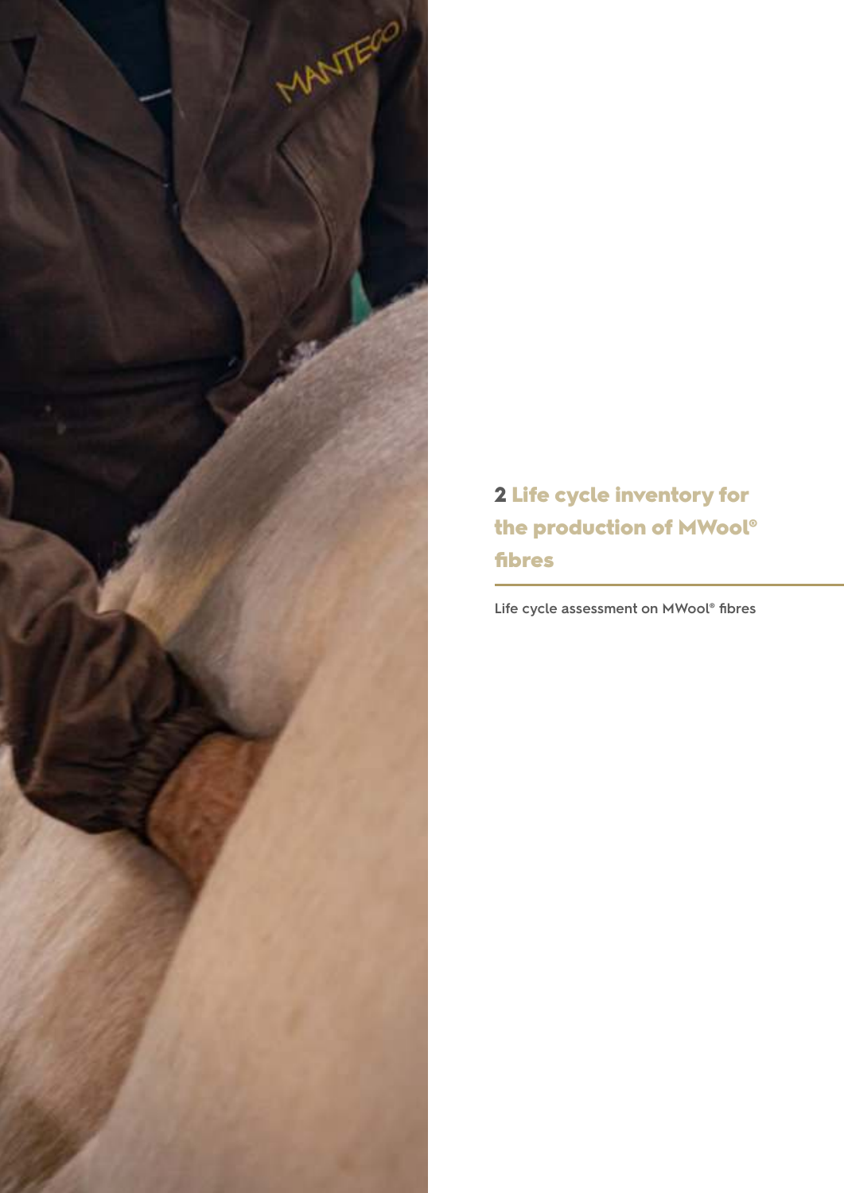# 2 Life cycle inventory for the production of MWool® fibres

Life cycle assessment on MWool® fibres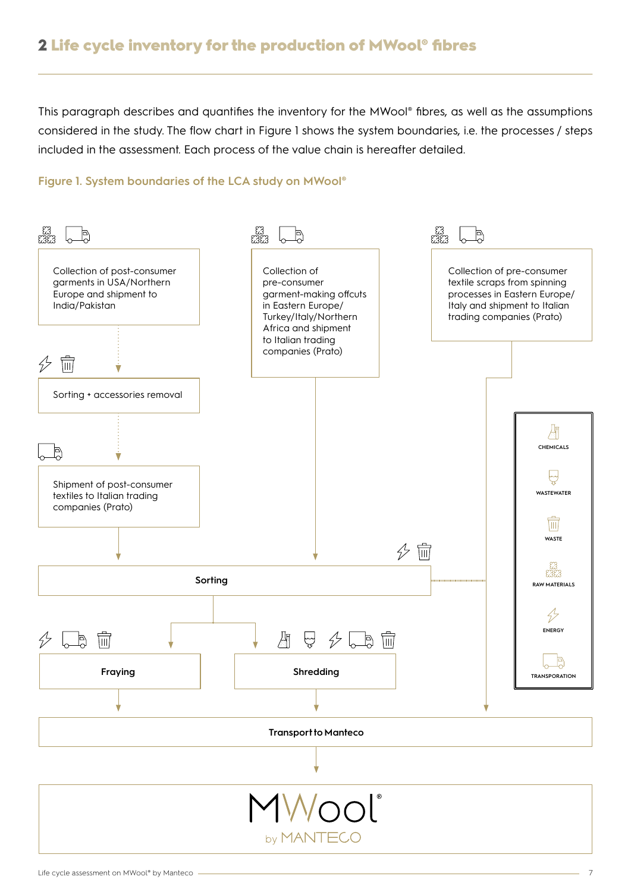## 2 Life cycle inventory for the production of MWool® fibres

This paragraph describes and quantifies the inventory for the MWool® fibres, as well as the assumptions considered in the study. The flow chart in Figure 1 shows the system boundaries, i.e. the processes / steps included in the assessment. Each process of the value chain is hereafter detailed.

**Figure 1. System boundaries of the LCA study on MWool®**

Collection of post-consumer garments in USA/Northern Europe and shipment to India/Pakistan

Sorting + accessories removal

Shipment of post-consumer textiles to Italian trading companies (Prato)

Collection of pre-consumer garment-making offcuts in Eastern Europe/ Turkey/Italy/Northern Africa and shipment to Italian trading companies (Prato)

Collection of pre-consumer textile scraps from spinning processes in Eastern Europe/ Italy and shipment to Italian trading companies (Prato)

CHEMICALS

WASTEWATER

WASTE

RAW MATERIALS

ENERGY

TRANSPORATION

Sorting

Fraying

Shredding

Transport to Manteco

MWool®
by MANTECO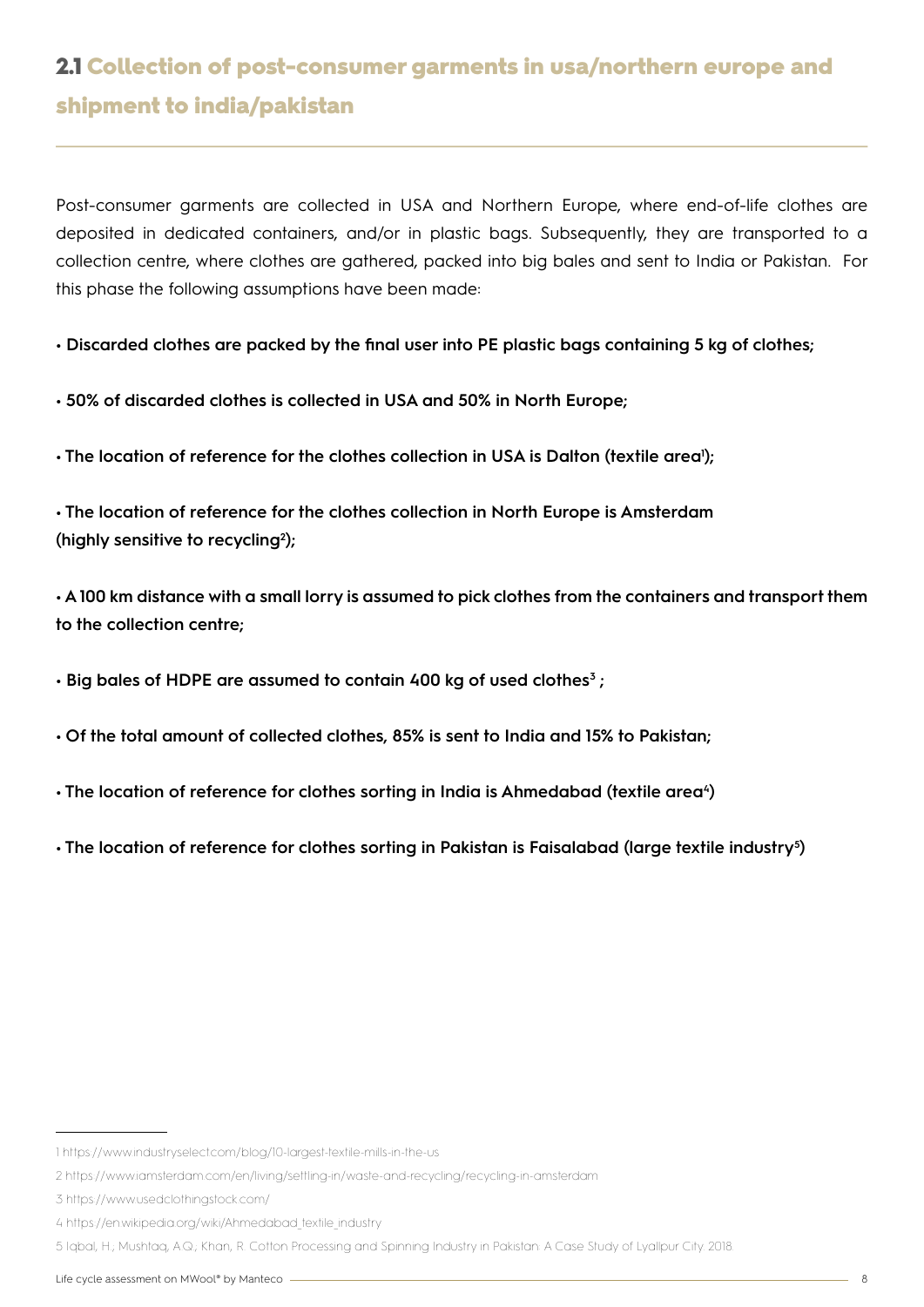## 2.1 Collection of post-consumer garments in usa/northern europe and shipment to india/pakistan

Post-consumer garments are collected in USA and Northern Europe, where end-of-life clothes are deposited in dedicated containers, and/or in plastic bags. Subsequently, they are transported to a collection centre, where clothes are gathered, packed into big bales and sent to India or Pakistan. For this phase the following assumptions have been made:

- **Discarded clothes are packed by the final user into PE plastic bags containing 5 kg of clothes;**
- **50% of discarded clothes is collected in USA and 50% in North Europe;**
- **The location of reference for the clothes collection in USA is Dalton (textile area[1]);**
- **The location of reference for the clothes collection in North Europe is Amsterdam (highly sensitive to recycling[2]);**
- **A 100 km distance with a small lorry is assumed to pick clothes from the containers and transport them to the collection centre;**
- **Big bales of HDPE are assumed to contain 400 kg of used clothes[3];**
- **Of the total amount of collected clothes, 85% is sent to India and 15% to Pakistan;**
- **The location of reference for clothes sorting in India is Ahmedabad (textile area[4])**
- **The location of reference for clothes sorting in Pakistan is Faisalabad (large textile industry[5])**

1 https://www.industryselect.com/blog/10-largest-textile-mills-in-the-us

2 https://www.iamsterdam.com/en/living/settling-in/waste-and-recycling/recycling-in-amsterdam

3 https://www.usedclothingstock.com/

4 https://en.wikipedia.org/wiki/Ahmedabad_textile_industry

5 Iqbal, H., Mushtaq, A.Q., Khan, R. Cotton Processing and Spinning Industry in Pakistan: A Case Study of Lyallpur City. 2018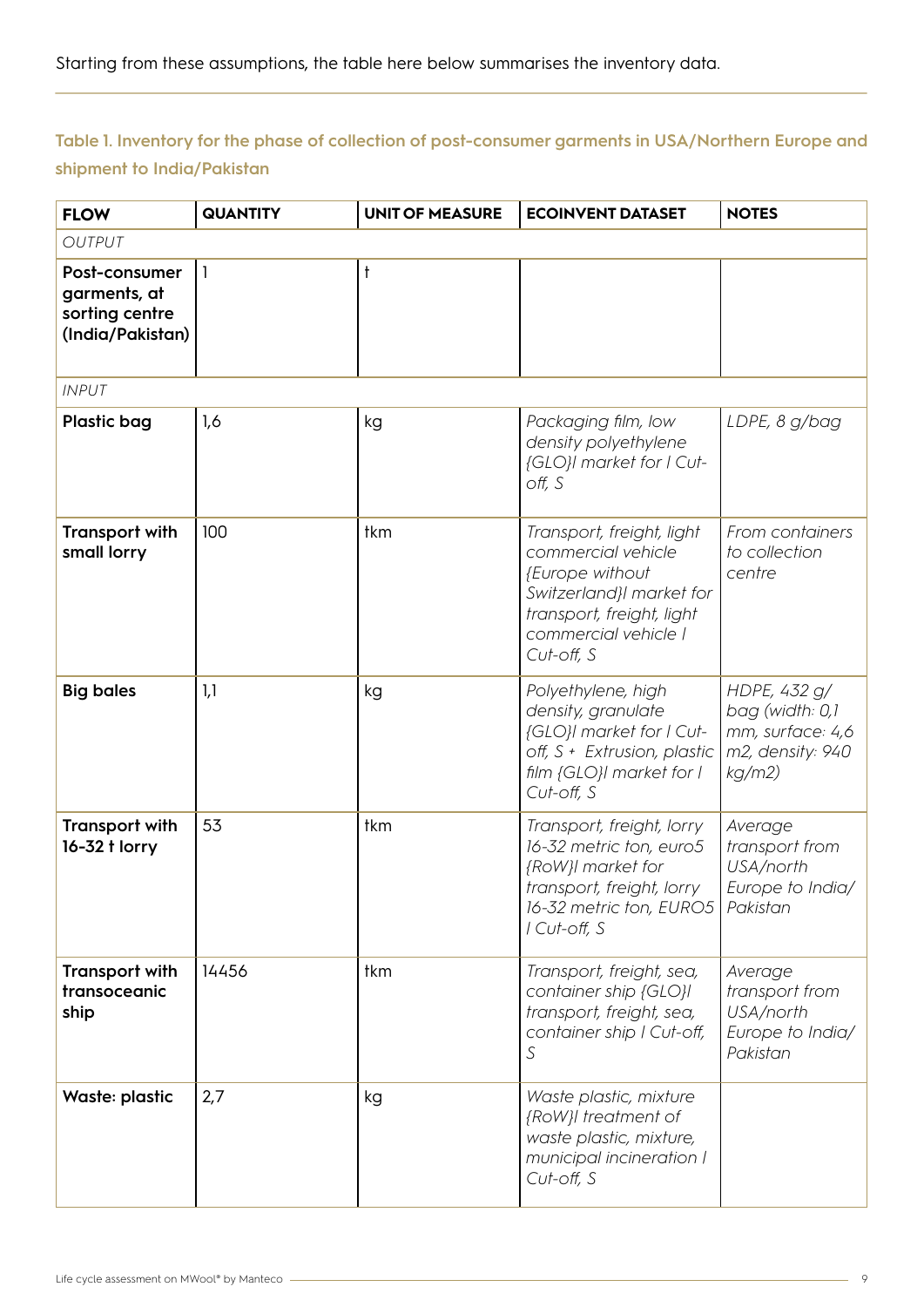Starting from these assumptions, the table here below summarises the inventory data.

**Table 1. Inventory for the phase of collection of post-consumer garments in USA/Northern Europe and shipment to India/Pakistan**

| FLOW | QUANTITY | UNIT OF MEASURE | ECOINVENT DATASET | NOTES |
|---|---|---|---|---|
| *OUTPUT* | | | | |
| **Post-consumer garments, at sorting centre (India/Pakistan)** | 1 | t | | |
| *INPUT* | | | | |
| **Plastic bag** | 1,6 | kg | *Packaging film, low density polyethylene {GLO}\| market for \| Cut-off, S* | *LDPE, 8 g/bag* |
| **Transport with small lorry** | 100 | tkm | *Transport, freight, light commercial vehicle {Europe without Switzerland}\| market for transport, freight, light commercial vehicle \| Cut-off, S* | *From containers to collection centre* |
| **Big bales** | 1,1 | kg | *Polyethylene, high density, granulate {GLO}\| market for \| Cut-off, S + Extrusion, plastic film {GLO}\| market for \| Cut-off, S* | *HDPE, 432 g/bag (width: 0,1 mm, surface: 4,6 m2, density: 940 kg/m2)* |
| **Transport with 16-32 t lorry** | 53 | tkm | *Transport, freight, lorry 16-32 metric ton, euro5 {RoW}\| market for transport, freight, lorry 16-32 metric ton, EURO5 \| Cut-off, S* | *Average transport from USA/north Europe to India/Pakistan* |
| **Transport with transoceanic ship** | 14456 | tkm | *Transport, freight, sea, container ship {GLO}\| transport, freight, sea, container ship \| Cut-off, S* | *Average transport from USA/north Europe to India/Pakistan* |
| **Waste: plastic** | 2,7 | kg | *Waste plastic, mixture {RoW}\| treatment of waste plastic, mixture, municipal incineration \| Cut-off, S* | |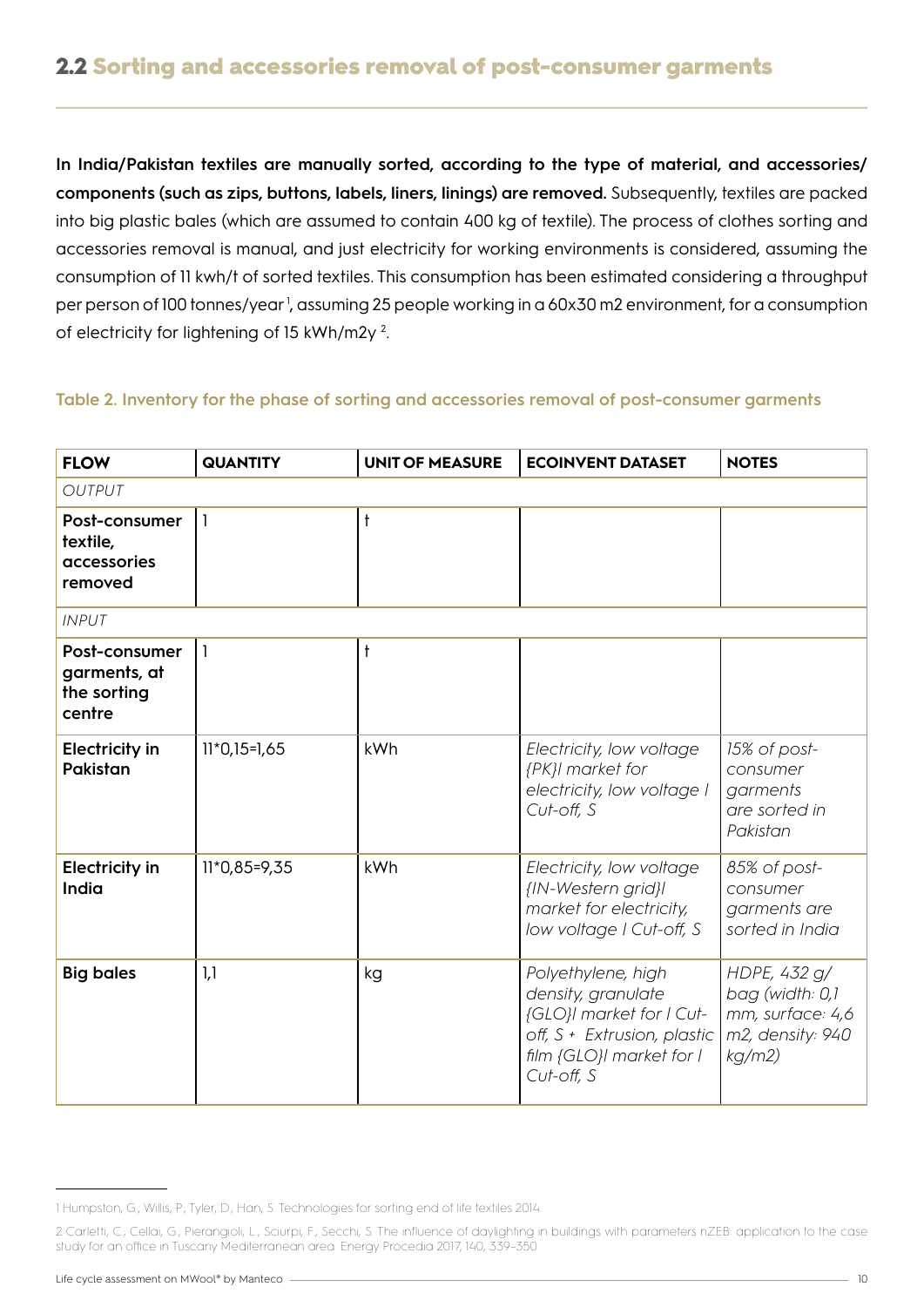## 2.2 Sorting and accessories removal of post-consumer garments

**In India/Pakistan textiles are manually sorted, according to the type of material, and accessories/ components (such as zips, buttons, labels, liners, linings) are removed.** Subsequently, textiles are packed into big plastic bales (which are assumed to contain 400 kg of textile). The process of clothes sorting and accessories removal is manual, and just electricity for working environments is considered, assuming the consumption of 11 kwh/t of sorted textiles. This consumption has been estimated considering a throughput per person of 100 tonnes/year [1], assuming 25 people working in a 60x30 m2 environment, for a consumption of electricity for lightening of 15 kWh/m2y [2].

**Table 2. Inventory for the phase of sorting and accessories removal of post-consumer garments**

| FLOW | QUANTITY | UNIT OF MEASURE | ECOINVENT DATASET | NOTES |
|---|---|---|---|---|
| *OUTPUT* | | | | |
| **Post-consumer textile, accessories removed** | 1 | t | | |
| *INPUT* | | | | |
| **Post-consumer garments, at the sorting centre** | 1 | t | | |
| **Electricity in Pakistan** | 11*0,15=1,65 | kWh | *Electricity, low voltage {PK}\| market for electricity, low voltage \| Cut-off, S* | *15% of post-consumer garments are sorted in Pakistan* |
| **Electricity in India** | 11*0,85=9,35 | kWh | *Electricity, low voltage {IN-Western grid}\| market for electricity, low voltage \| Cut-off, S* | *85% of post-consumer garments are sorted in India* |
| **Big bales** | 1,1 | kg | *Polyethylene, high density, granulate {GLO}\| market for \| Cut-off, S + Extrusion, plastic film {GLO}\| market for \| Cut-off, S* | *HDPE, 432 g/ bag (width: 0,1 mm, surface: 4,6 m2, density: 940 kg/m2)* |

1 Humpston, G.; Willis, P.; Tyler, D.; Han, S. Technologies for sorting end of life textiles 2014.

2 Carletti, C.; Cellai, G.; Pierangioli, L.; Sciurpi, F.; Secchi, S. The influence of daylighting in buildings with parameters nZEB: application to the case study for an office in Tuscany Mediterranean area. Energy Procedia 2017, 140, 339–350.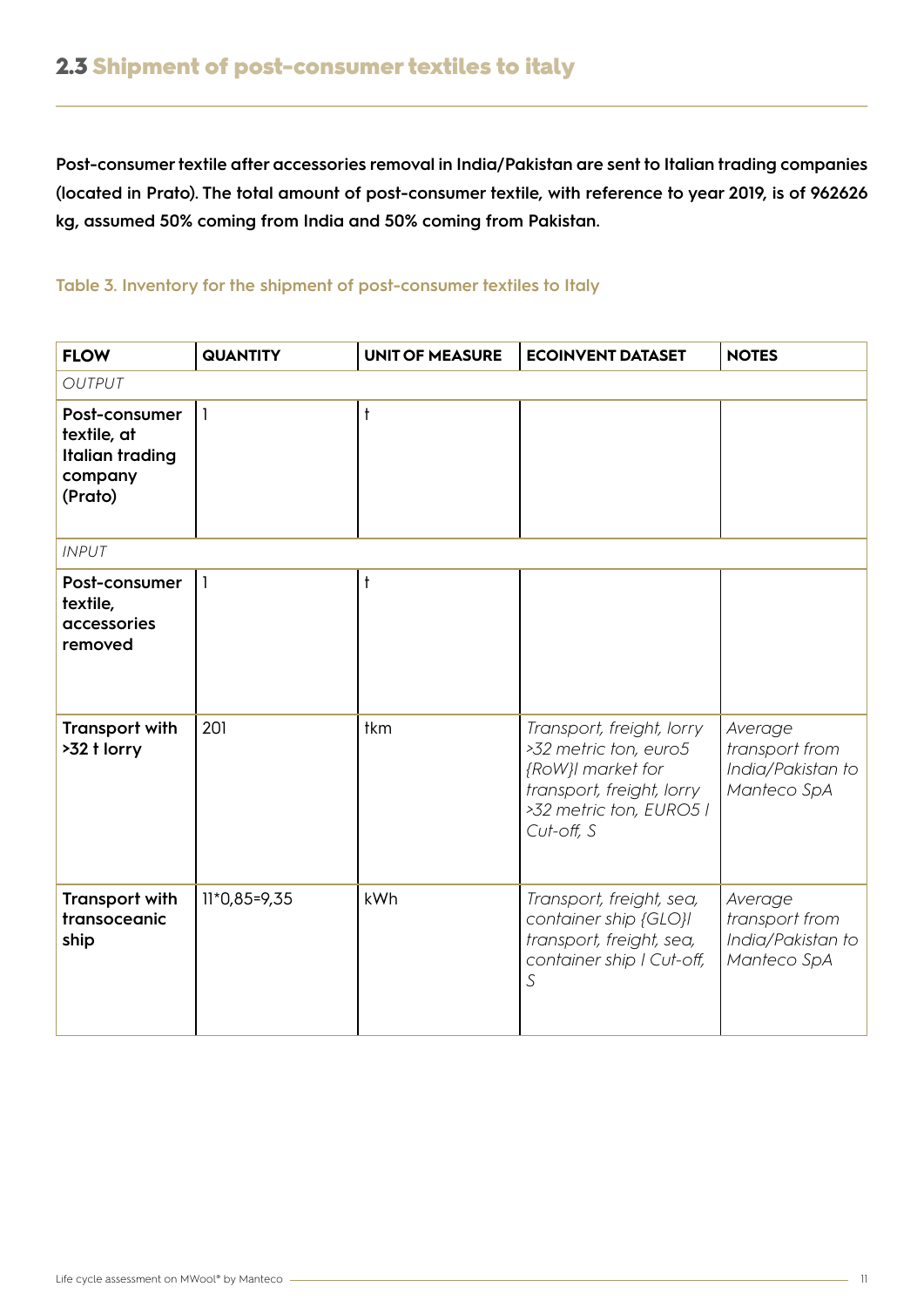## 2.3 Shipment of post-consumer textiles to italy

**Post-consumer textile after accessories removal in India/Pakistan are sent to Italian trading companies (located in Prato). The total amount of post-consumer textile, with reference to year 2019, is of 962626 kg, assumed 50% coming from India and 50% coming from Pakistan.**

Table 3. Inventory for the shipment of post-consumer textiles to Italy

| FLOW | QUANTITY | UNIT OF MEASURE | ECOINVENT DATASET | NOTES |
|---|---|---|---|---|
| *OUTPUT* | | | | |
| **Post-consumer textile, at Italian trading company (Prato)** | 1 | t | | |
| *INPUT* | | | | |
| **Post-consumer textile, accessories removed** | 1 | t | | |
| **Transport with >32 t lorry** | 201 | tkm | *Transport, freight, lorry >32 metric ton, euro5 {RoW}\| market for transport, freight, lorry >32 metric ton, EURO5 \| Cut-off, S* | *Average transport from India/Pakistan to Manteco SpA* |
| **Transport with transoceanic ship** | 11*0,85=9,35 | kWh | *Transport, freight, sea, container ship {GLO}\| transport, freight, sea, container ship \| Cut-off, S* | *Average transport from India/Pakistan to Manteco SpA* |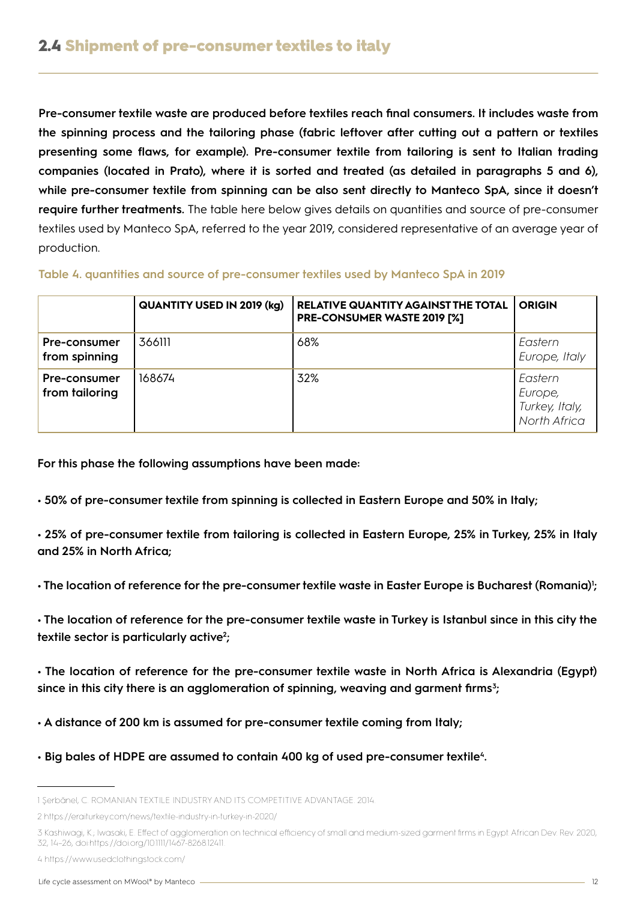## 2.4 Shipment of pre-consumer textiles to italy

**Pre-consumer textile waste are produced before textiles reach final consumers. It includes waste from the spinning process and the tailoring phase (fabric leftover after cutting out a pattern or textiles presenting some flaws, for example). Pre-consumer textile from tailoring is sent to Italian trading companies (located in Prato), where it is sorted and treated (as detailed in paragraphs 5 and 6), while pre-consumer textile from spinning can be also sent directly to Manteco SpA, since it doesn't require further treatments.** The table here below gives details on quantities and source of pre-consumer textiles used by Manteco SpA, referred to the year 2019, considered representative of an average year of production.

**Table 4. quantities and source of pre-consumer textiles used by Manteco SpA in 2019**

| | QUANTITY USED IN 2019 (kg) | RELATIVE QUANTITY AGAINST THE TOTAL PRE-CONSUMER WASTE 2019 [%] | ORIGIN |
|---|---|---|---|
| **Pre-consumer from spinning** | 366111 | 68% | *Eastern Europe, Italy* |
| **Pre-consumer from tailoring** | 168674 | 32% | *Eastern Europe, Turkey, Italy, North Africa* |

**For this phase the following assumptions have been made:**

- **50% of pre-consumer textile from spinning is collected in Eastern Europe and 50% in Italy;**
- **25% of pre-consumer textile from tailoring is collected in Eastern Europe, 25% in Turkey, 25% in Italy and 25% in North Africa;**
- **The location of reference for the pre-consumer textile waste in Easter Europe is Bucharest (Romania)[1];**
- **The location of reference for the pre-consumer textile waste in Turkey is Istanbul since in this city the textile sector is particularly active[2];**
- **The location of reference for the pre-consumer textile waste in North Africa is Alexandria (Egypt) since in this city there is an agglomeration of spinning, weaving and garment firms[3];**
- **A distance of 200 km is assumed for pre-consumer textile coming from Italy;**
- **Big bales of HDPE are assumed to contain 400 kg of used pre-consumer textile[4].**

---

1 Şerbănel, C. ROMANIAN TEXTILE INDUSTRY AND ITS COMPETITIVE ADVANTAGE. 2014

2 https://eraiturkey.com/news/textile-industry-in-turkey-in-2020/

3 Kashiwagi, K.; Iwasaki, E. Effect of agglomeration on technical efficiency of small and medium-sized garment firms in Egypt. African Dev. Rev. 2020, 32, 14–26, doi:https://doi.org/10.1111/1467-8268.12411

4 https://www.usedclothingstock.com/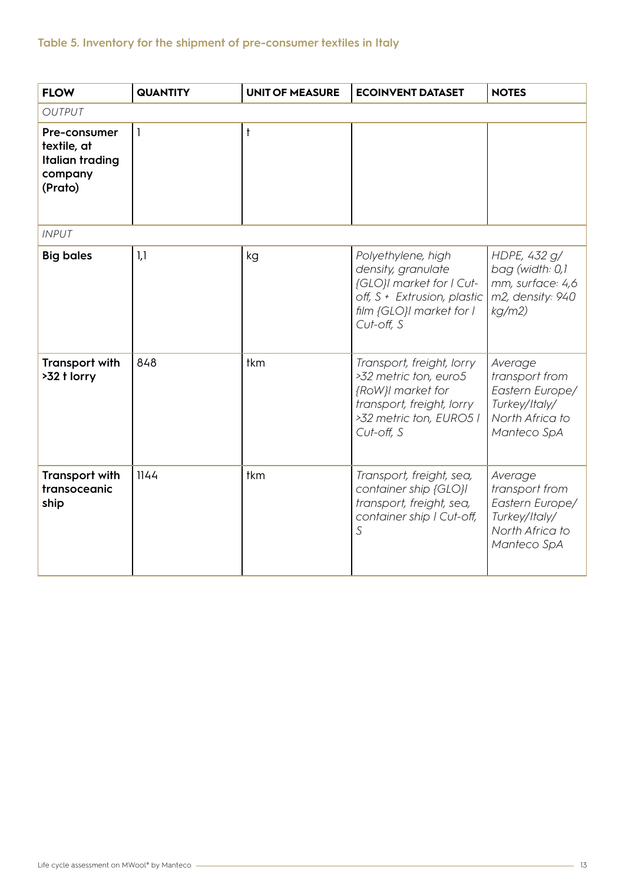### Table 5. Inventory for the shipment of pre-consumer textiles in Italy

| FLOW | QUANTITY | UNIT OF MEASURE | ECOINVENT DATASET | NOTES |
|---|---|---|---|---|
| *OUTPUT* | | | | |
| **Pre-consumer textile, at Italian trading company (Prato)** | 1 | t | | |
| *INPUT* | | | | |
| **Big bales** | 1,1 | kg | *Polyethylene, high density, granulate {GLO}\| market for \| Cut-off, S + Extrusion, plastic film {GLO}\| market for \| Cut-off, S* | *HDPE, 432 g/bag (width: 0,1 mm, surface: 4,6 m2, density: 940 kg/m2)* |
| **Transport with >32 t lorry** | 848 | tkm | *Transport, freight, lorry >32 metric ton, euro5 {RoW}\| market for transport, freight, lorry >32 metric ton, EURO5 \| Cut-off, S* | *Average transport from Eastern Europe/Turkey/Italy/North Africa to Manteco SpA* |
| **Transport with transoceanic ship** | 1144 | tkm | *Transport, freight, sea, container ship {GLO}\| transport, freight, sea, container ship \| Cut-off, S* | *Average transport from Eastern Europe/Turkey/Italy/North Africa to Manteco SpA* |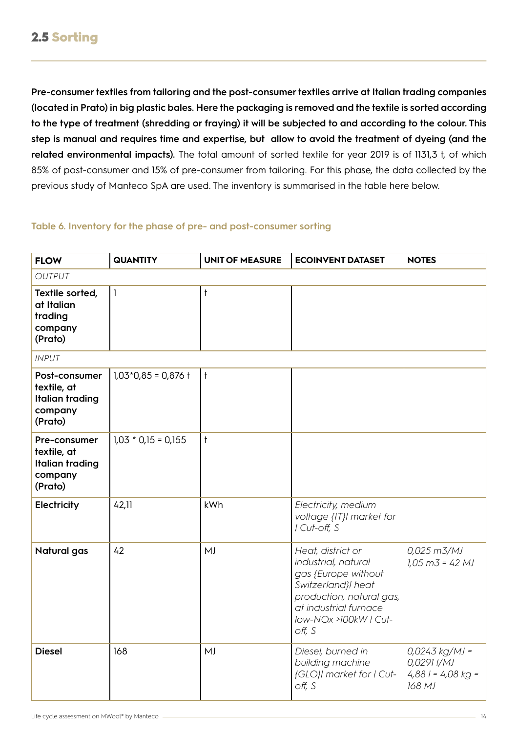## 2.5 Sorting

**Pre-consumer textiles from tailoring and the post-consumer textiles arrive at Italian trading companies (located in Prato) in big plastic bales. Here the packaging is removed and the textile is sorted according to the type of treatment (shredding or fraying) it will be subjected to and according to the colour. This step is manual and requires time and expertise, but allow to avoid the treatment of dyeing (and the related environmental impacts).** The total amount of sorted textile for year 2019 is of 1131,3 t, of which 85% of post-consumer and 15% of pre-consumer from tailoring. For this phase, the data collected by the previous study of Manteco SpA are used. The inventory is summarised in the table here below.

Table 6. Inventory for the phase of pre- and post-consumer sorting

| FLOW | QUANTITY | UNIT OF MEASURE | ECOINVENT DATASET | NOTES |
|---|---|---|---|---|
| *OUTPUT* | | | | |
| **Textile sorted, at Italian trading company (Prato)** | 1 | t | | |
| *INPUT* | | | | |
| **Post-consumer textile, at Italian trading company (Prato)** | 1,03*0,85 = 0,876 t | t | | |
| **Pre-consumer textile, at Italian trading company (Prato)** | 1,03 * 0,15 = 0,155 | t | | |
| **Electricity** | 42,11 | kWh | *Electricity, medium voltage {IT}\| market for \| Cut-off, S* | |
| **Natural gas** | 42 | MJ | *Heat, district or industrial, natural gas {Europe without Switzerland}\| heat production, natural gas, at industrial furnace low-NOx >100kW \| Cut-off, S* | *0,025 m3/MJ 1,05 m3 = 42 MJ* |
| **Diesel** | 168 | MJ | *Diesel, burned in building machine {GLO}\| market for \| Cut-off, S* | *0,0243 kg/MJ = 0,0291 l/MJ 4,88 l = 4,08 kg = 168 MJ* |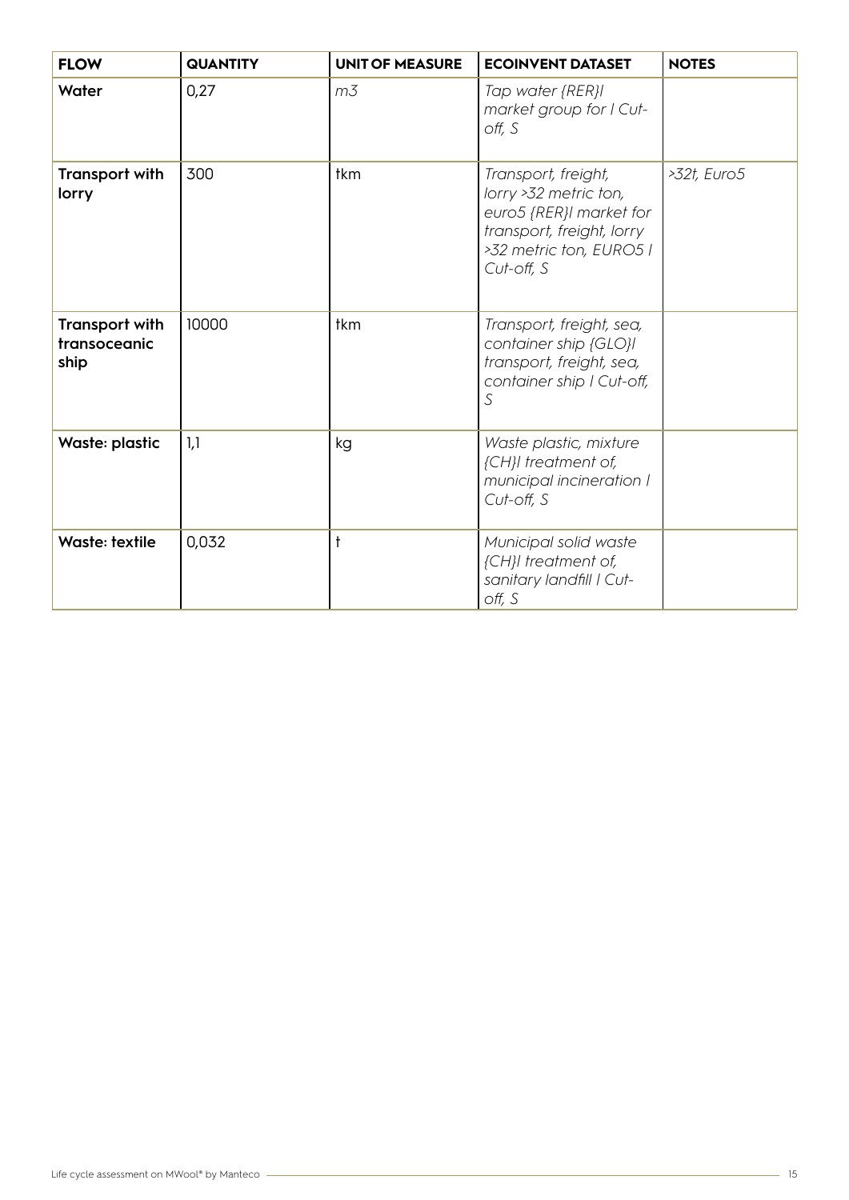| FLOW | QUANTITY | UNIT OF MEASURE | ECOINVENT DATASET | NOTES |
|---|---|---|---|---|
| **Water** | 0,27 | *m3* | *Tap water {RER}\| market group for \| Cut-off, S* | |
| **Transport with lorry** | 300 | tkm | *Transport, freight, lorry >32 metric ton, euro5 {RER}\| market for transport, freight, lorry >32 metric ton, EURO5 \| Cut-off, S* | *>32t, Euro5* |
| **Transport with transoceanic ship** | 10000 | tkm | *Transport, freight, sea, container ship {GLO}\| transport, freight, sea, container ship \| Cut-off, S* | |
| **Waste: plastic** | 1,1 | kg | *Waste plastic, mixture {CH}\| treatment of, municipal incineration \| Cut-off, S* | |
| **Waste: textile** | 0,032 | t | *Municipal solid waste {CH}\| treatment of, sanitary landfill \| Cut-off, S* | |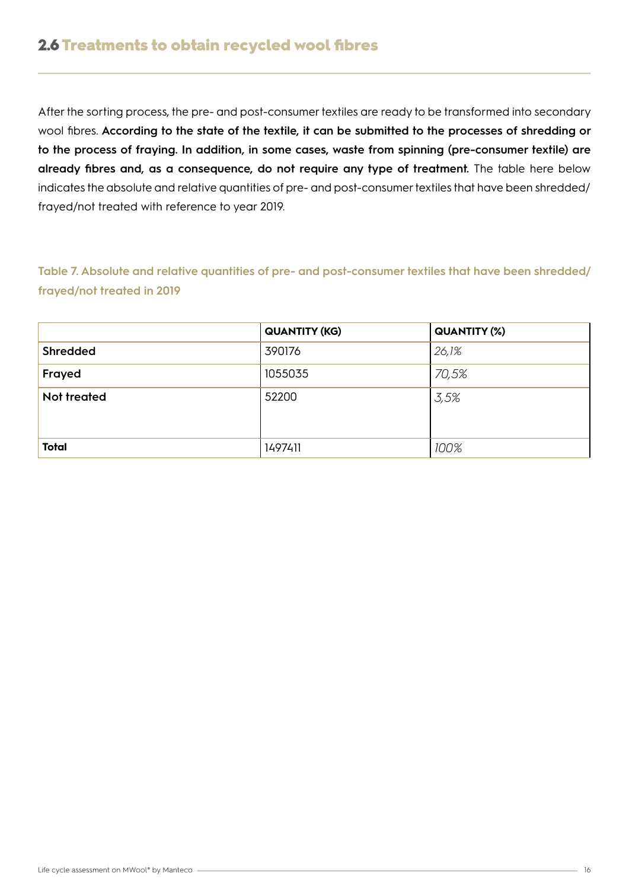## 2.6 Treatments to obtain recycled wool fibres

After the sorting process, the pre- and post-consumer textiles are ready to be transformed into secondary wool fibres. **According to the state of the textile, it can be submitted to the processes of shredding or to the process of fraying. In addition, in some cases, waste from spinning (pre-consumer textile) are already fibres and, as a consequence, do not require any type of treatment.** The table here below indicates the absolute and relative quantities of pre- and post-consumer textiles that have been shredded/frayed/not treated with reference to year 2019.

**Table 7. Absolute and relative quantities of pre- and post-consumer textiles that have been shredded/frayed/not treated in 2019**

| | QUANTITY (KG) | QUANTITY (%) |
|---|---|---|
| **Shredded** | 390176 | *26,1%* |
| **Frayed** | 1055035 | *70,5%* |
| **Not treated** | 52200 | *3,5%* |
| **Total** | 1497411 | *100%* |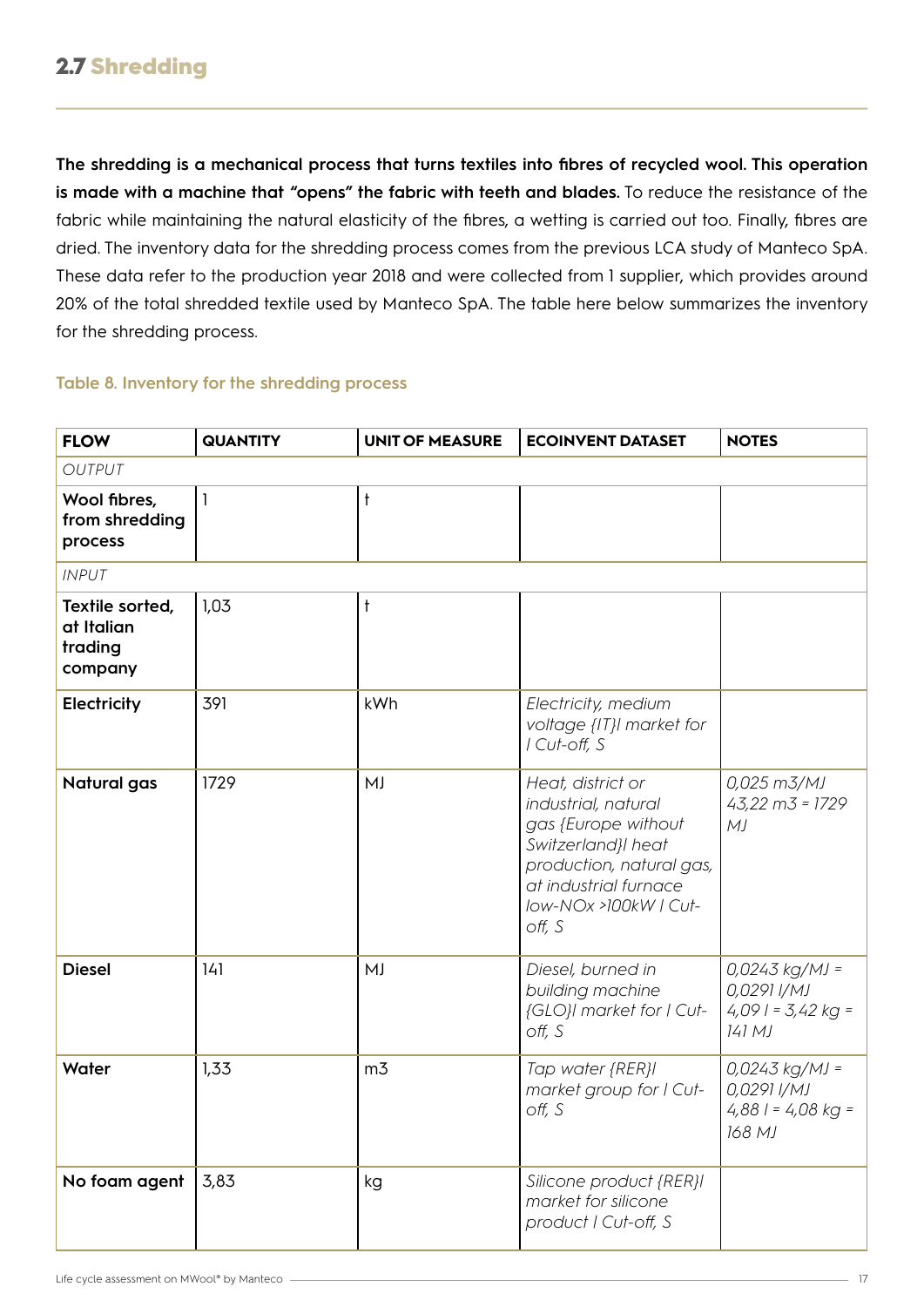## 2.7 Shredding

**The shredding is a mechanical process that turns textiles into fibres of recycled wool. This operation is made with a machine that "opens" the fabric with teeth and blades.** To reduce the resistance of the fabric while maintaining the natural elasticity of the fibres, a wetting is carried out too. Finally, fibres are dried. The inventory data for the shredding process comes from the previous LCA study of Manteco SpA. These data refer to the production year 2018 and were collected from 1 supplier, which provides around 20% of the total shredded textile used by Manteco SpA. The table here below summarizes the inventory for the shredding process.

**Table 8. Inventory for the shredding process**

| FLOW | QUANTITY | UNIT OF MEASURE | ECOINVENT DATASET | NOTES |
|---|---|---|---|---|
| *OUTPUT* | | | | |
| **Wool fibres, from shredding process** | 1 | t | | |
| *INPUT* | | | | |
| **Textile sorted, at Italian trading company** | 1,03 | t | | |
| **Electricity** | 391 | kWh | *Electricity, medium voltage {IT}\| market for \| Cut-off, S* | |
| **Natural gas** | 1729 | MJ | *Heat, district or industrial, natural gas {Europe without Switzerland}\| heat production, natural gas, at industrial furnace low-NOx >100kW \| Cut-off, S* | *0,025 m3/MJ 43,22 m3 = 1729 MJ* |
| **Diesel** | 141 | MJ | *Diesel, burned in building machine {GLO}\| market for \| Cut-off, S* | *0,0243 kg/MJ = 0,0291 l/MJ 4,09 l = 3,42 kg = 141 MJ* |
| **Water** | 1,33 | m3 | *Tap water {RER}\| market group for \| Cut-off, S* | *0,0243 kg/MJ = 0,0291 l/MJ 4,88 l = 4,08 kg = 168 MJ* |
| **No foam agent** | 3,83 | kg | *Silicone product {RER}\| market for silicone product \| Cut-off, S* | |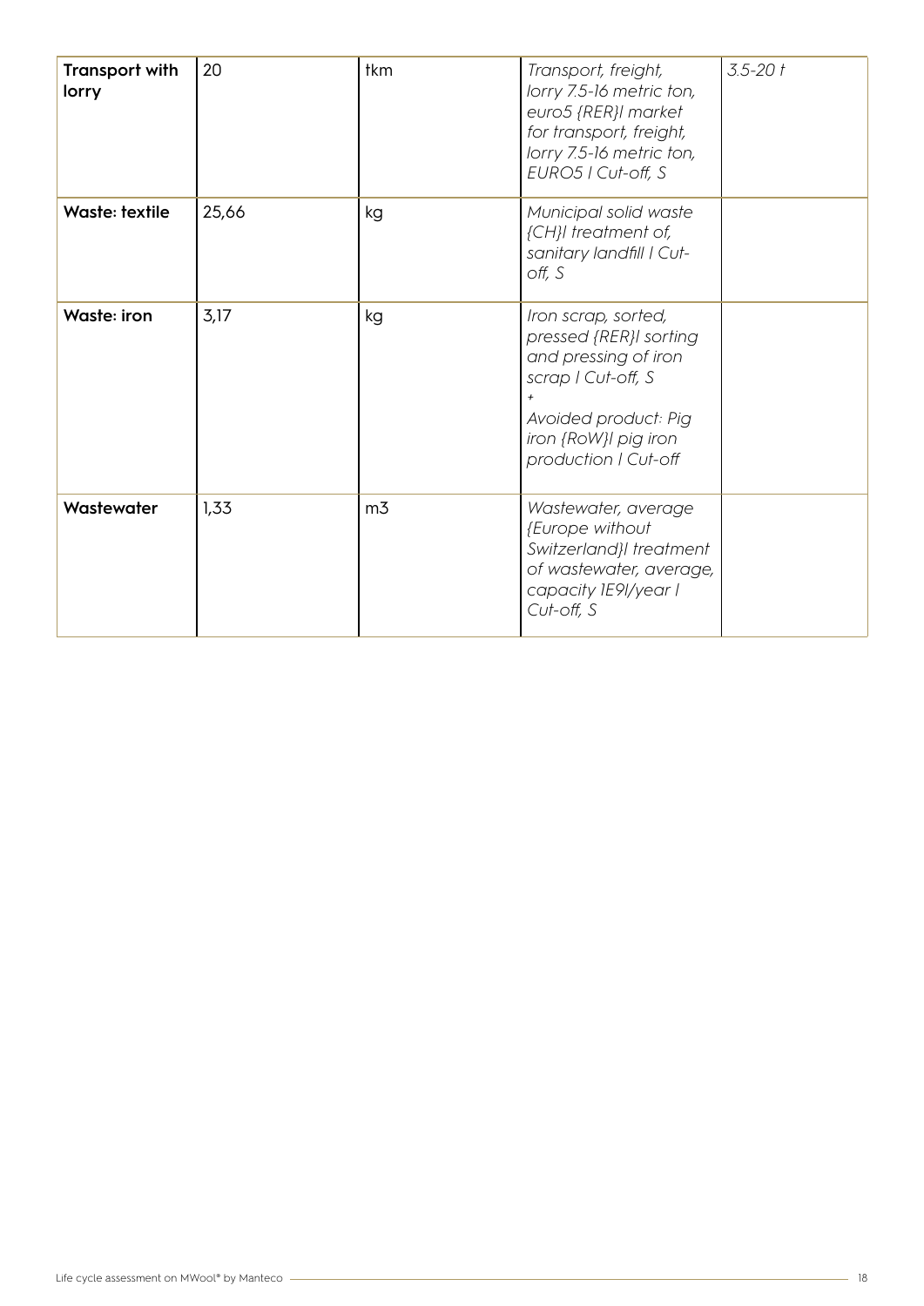| | | | | |
|---|---|---|---|---|
| **Transport with lorry** | 20 | tkm | *Transport, freight, lorry 7.5-16 metric ton, euro5 {RER}\| market for transport, freight, lorry 7.5-16 metric ton, EURO5 \| Cut-off, S* | *3.5-20 t* |
| **Waste: textile** | 25,66 | kg | *Municipal solid waste {CH}\| treatment of, sanitary landfill \| Cut-off, S* | |
| **Waste: iron** | 3,17 | kg | *Iron scrap, sorted, pressed {RER}\| sorting and pressing of iron scrap \| Cut-off, S* <br> *+* <br> *Avoided product: Pig iron {RoW}\| pig iron production \| Cut-off* | |
| **Wastewater** | 1,33 | m3 | *Wastewater, average {Europe without Switzerland}\| treatment of wastewater, average, capacity 1E9l/year \| Cut-off, S* | |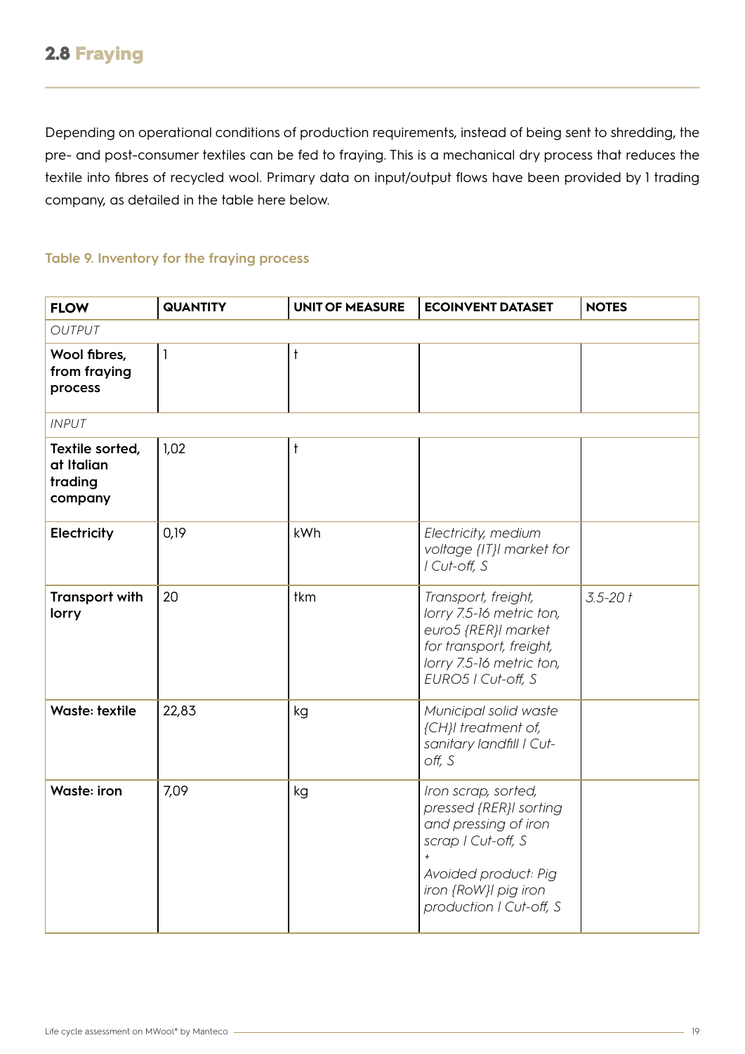## 2.8 Fraying

Depending on operational conditions of production requirements, instead of being sent to shredding, the pre- and post-consumer textiles can be fed to fraying. This is a mechanical dry process that reduces the textile into fibres of recycled wool. Primary data on input/output flows have been provided by 1 trading company, as detailed in the table here below.

**Table 9. Inventory for the fraying process**

| FLOW | QUANTITY | UNIT OF MEASURE | ECOINVENT DATASET | NOTES |
|---|---|---|---|---|
| *OUTPUT* | | | | |
| **Wool fibres, from fraying process** | 1 | t | | |
| *INPUT* | | | | |
| **Textile sorted, at Italian trading company** | 1,02 | t | | |
| **Electricity** | 0,19 | kWh | *Electricity, medium voltage {IT}\| market for \| Cut-off, S* | |
| **Transport with lorry** | 20 | tkm | *Transport, freight, lorry 7.5-16 metric ton, euro5 {RER}\| market for transport, freight, lorry 7.5-16 metric ton, EURO5 \| Cut-off, S* | *3.5-20 t* |
| **Waste: textile** | 22,83 | kg | *Municipal solid waste {CH}\| treatment of, sanitary landfill \| Cut-off, S* | |
| **Waste: iron** | 7,09 | kg | *Iron scrap, sorted, pressed {RER}\| sorting and pressing of iron scrap \| Cut-off, S + Avoided product: Pig iron {RoW}\| pig iron production \| Cut-off, S* | |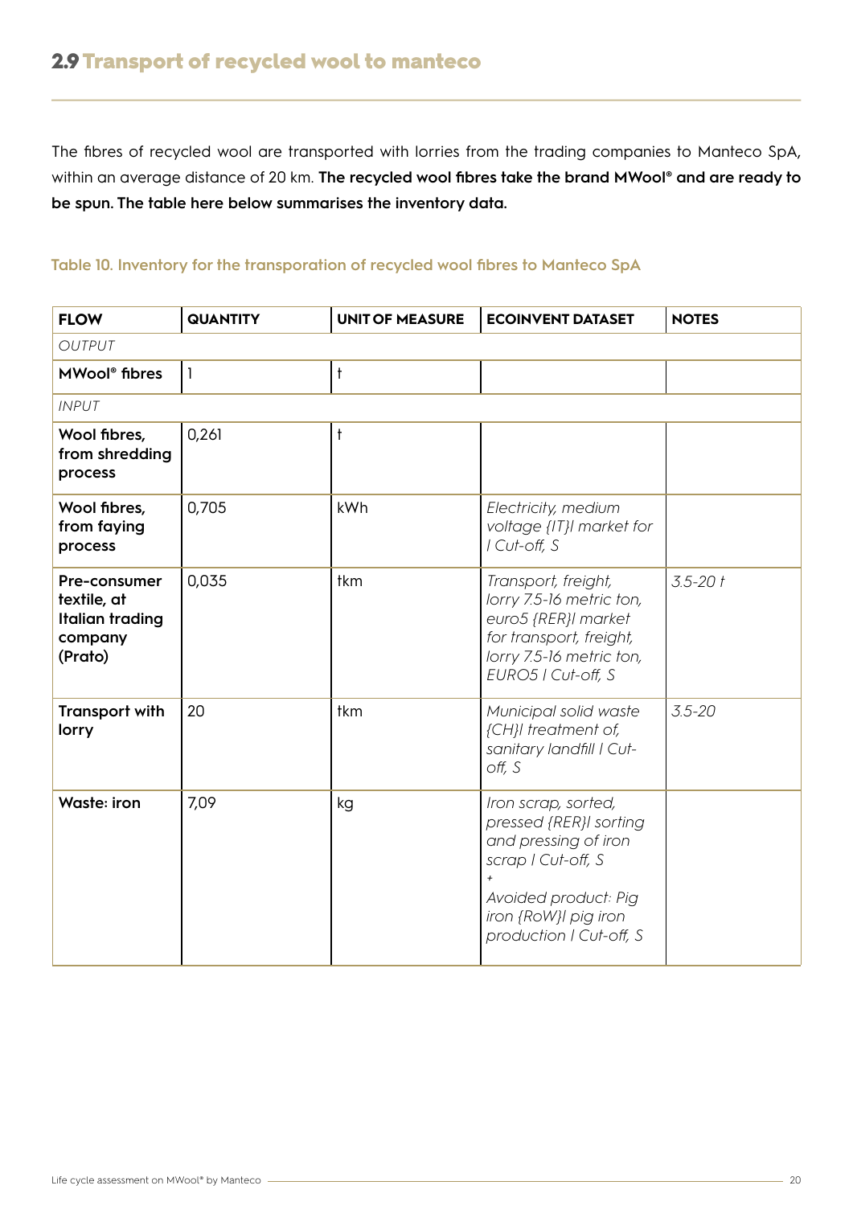## 2.9 Transport of recycled wool to manteco

The fibres of recycled wool are transported with lorries from the trading companies to Manteco SpA, within an average distance of 20 km. **The recycled wool fibres take the brand MWool® and are ready to be spun. The table here below summarises the inventory data.**

Table 10. Inventory for the transporation of recycled wool fibres to Manteco SpA

| FLOW | QUANTITY | UNIT OF MEASURE | ECOINVENT DATASET | NOTES |
|---|---|---|---|---|
| *OUTPUT* | | | | |
| **MWool® fibres** | 1 | t | | |
| *INPUT* | | | | |
| **Wool fibres, from shredding process** | 0,261 | t | | |
| **Wool fibres, from faying process** | 0,705 | kWh | *Electricity, medium voltage {IT}\| market for \| Cut-off, S* | |
| **Pre-consumer textile, at Italian trading company (Prato)** | 0,035 | tkm | *Transport, freight, lorry 7.5-16 metric ton, euro5 {RER}\| market for transport, freight, lorry 7.5-16 metric ton, EURO5 \| Cut-off, S* | *3.5-20 t* |
| **Transport with lorry** | 20 | tkm | *Municipal solid waste {CH}\| treatment of, sanitary landfill \| Cut-off, S* | *3.5-20* |
| **Waste: iron** | 7,09 | kg | *Iron scrap, sorted, pressed {RER}\| sorting and pressing of iron scrap \| Cut-off, S* + *Avoided product: Pig iron {RoW}\| pig iron production \| Cut-off, S* | |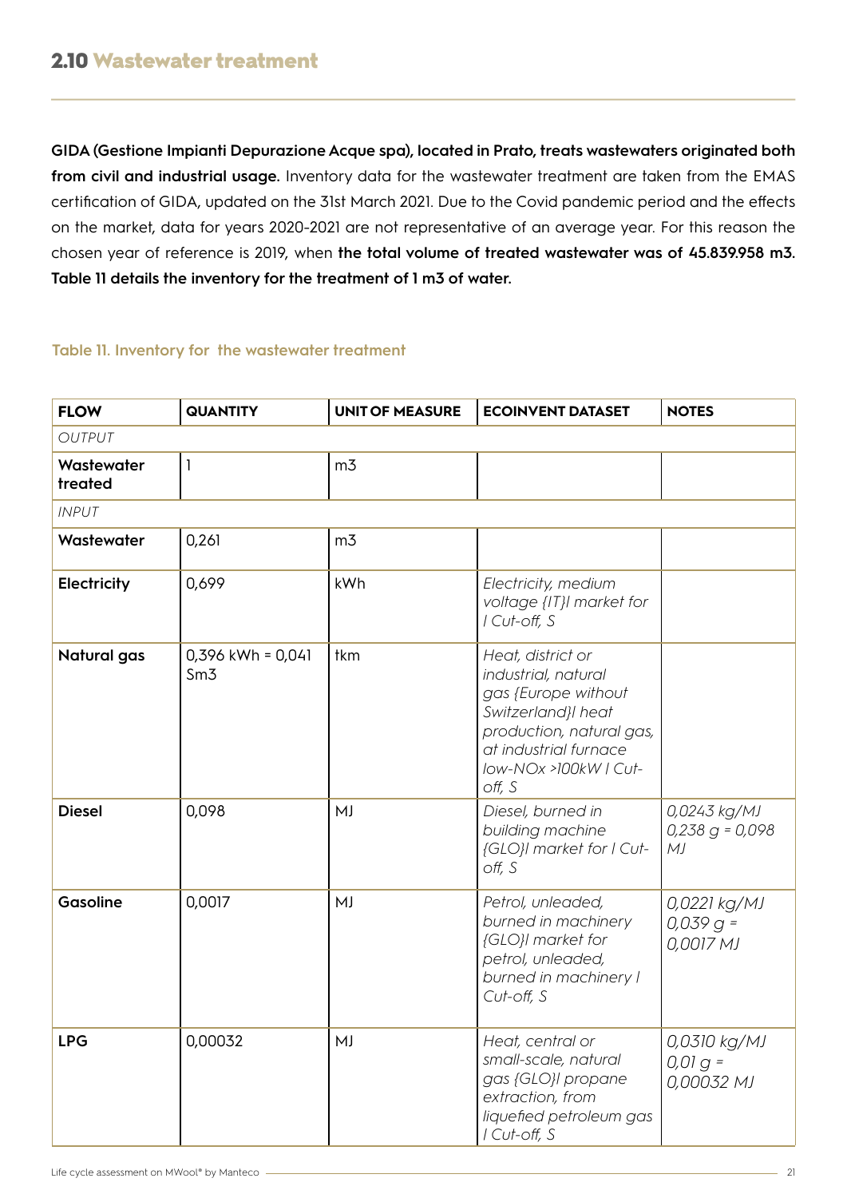## 2.10 Wastewater treatment

**GIDA (Gestione Impianti Depurazione Acque spa), located in Prato, treats wastewaters originated both from civil and industrial usage.** Inventory data for the wastewater treatment are taken from the EMAS certification of GIDA, updated on the 31st March 2021. Due to the Covid pandemic period and the effects on the market, data for years 2020-2021 are not representative of an average year. For this reason the chosen year of reference is 2019, when **the total volume of treated wastewater was of 45.839.958 m3. Table 11 details the inventory for the treatment of 1 m3 of water.**

**Table 11. Inventory for the wastewater treatment**

| FLOW | QUANTITY | UNIT OF MEASURE | ECOINVENT DATASET | NOTES |
|---|---|---|---|---|
| *OUTPUT* | | | | |
| **Wastewater treated** | 1 | m3 | | |
| *INPUT* | | | | |
| **Wastewater** | 0,261 | m3 | | |
| **Electricity** | 0,699 | kWh | *Electricity, medium voltage {IT}\| market for \| Cut-off, S* | |
| **Natural gas** | 0,396 kWh = 0,041 Sm3 | tkm | *Heat, district or industrial, natural gas {Europe without Switzerland}\| heat production, natural gas, at industrial furnace low-NOx >100kW \| Cut-off, S* | |
| **Diesel** | 0,098 | MJ | *Diesel, burned in building machine {GLO}\| market for \| Cut-off, S* | *0,0243 kg/MJ 0,238 g = 0,098 MJ* |
| **Gasoline** | 0,0017 | MJ | *Petrol, unleaded, burned in machinery {GLO}\| market for petrol, unleaded, burned in machinery \| Cut-off, S* | *0,0221 kg/MJ 0,039 g = 0,0017 MJ* |
| **LPG** | 0,00032 | MJ | *Heat, central or small-scale, natural gas {GLO}\| propane extraction, from liquefied petroleum gas \| Cut-off, S* | *0,0310 kg/MJ 0,01 g = 0,00032 MJ* |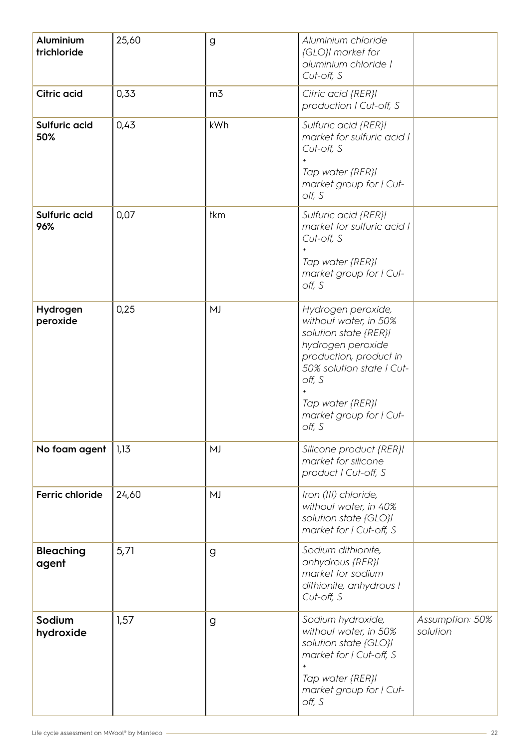| | | | | |
|---|---|---|---|---|
| **Aluminium trichloride** | 25,60 | g | *Aluminium chloride {GLO}I market for aluminium chloride I Cut-off, S* | |
| **Citric acid** | 0,33 | m3 | *Citric acid {RER}I production I Cut-off, S* | |
| **Sulfuric acid 50%** | 0,43 | kWh | *Sulfuric acid {RER}I market for sulfuric acid I Cut-off, S*<br>*+*<br>*Tap water {RER}I market group for I Cut-off, S* | |
| **Sulfuric acid 96%** | 0,07 | tkm | *Sulfuric acid {RER}I market for sulfuric acid I Cut-off, S*<br>*+*<br>*Tap water {RER}I market group for I Cut-off, S* | |
| **Hydrogen peroxide** | 0,25 | MJ | *Hydrogen peroxide, without water, in 50% solution state {RER}I hydrogen peroxide production, product in 50% solution state I Cut-off, S*<br>*+*<br>*Tap water {RER}I market group for I Cut-off, S* | |
| **No foam agent** | 1,13 | MJ | *Silicone product {RER}I market for silicone product I Cut-off, S* | |
| **Ferric chloride** | 24,60 | MJ | *Iron (III) chloride, without water, in 40% solution state {GLO}I market for I Cut-off, S* | |
| **Bleaching agent** | 5,71 | g | *Sodium dithionite, anhydrous {RER}I market for sodium dithionite, anhydrous I Cut-off, S* | |
| **Sodium hydroxide** | 1,57 | g | *Sodium hydroxide, without water, in 50% solution state {GLO}I market for I Cut-off, S*<br>*+*<br>*Tap water {RER}I market group for I Cut-off, S* | *Assumption: 50% solution* |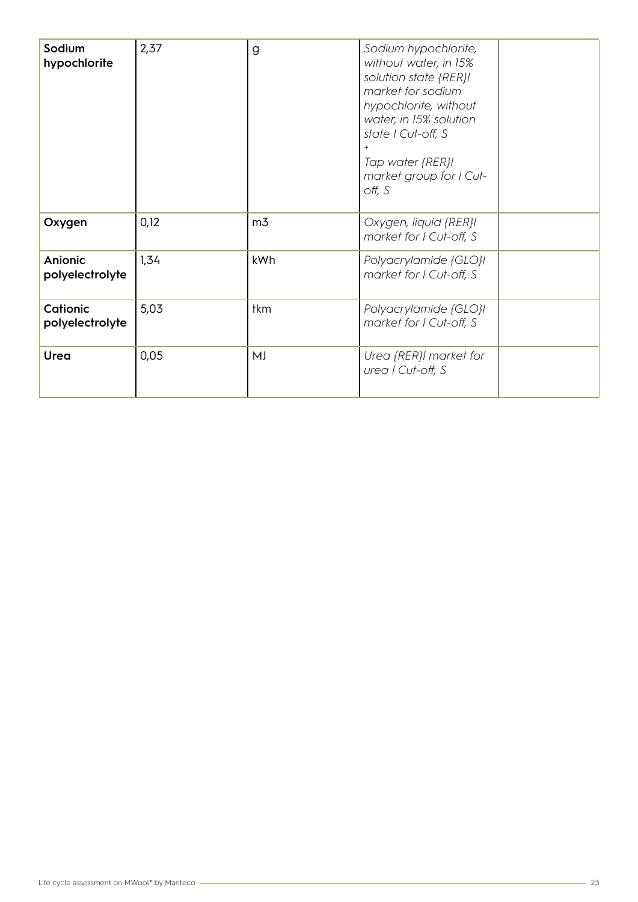| | | | | |
|---|---|---|---|---|
| **Sodium hypochlorite** | 2,37 | g | *Sodium hypochlorite, without water, in 15% solution state {RER}\| market for sodium hypochlorite, without water, in 15% solution state \| Cut-off, S + Tap water {RER}\| market group for \| Cut-off, S* | |
| **Oxygen** | 0,12 | m3 | *Oxygen, liquid {RER}\| market for \| Cut-off, S* | |
| **Anionic polyelectrolyte** | 1,34 | kWh | *Polyacrylamide {GLO}\| market for \| Cut-off, S* | |
| **Cationic polyelectrolyte** | 5,03 | tkm | *Polyacrylamide {GLO}\| market for \| Cut-off, S* | |
| **Urea** | 0,05 | MJ | *Urea {RER}\| market for urea \| Cut-off, S* | |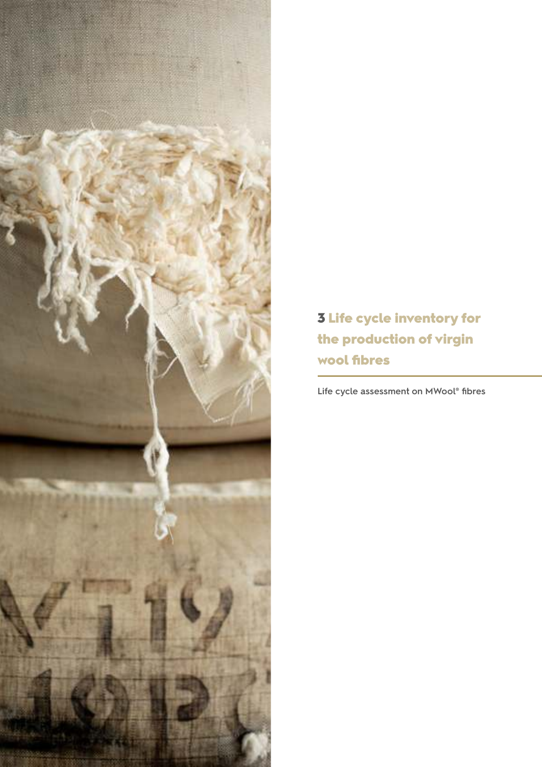# 3 Life cycle inventory for the production of virgin wool fibres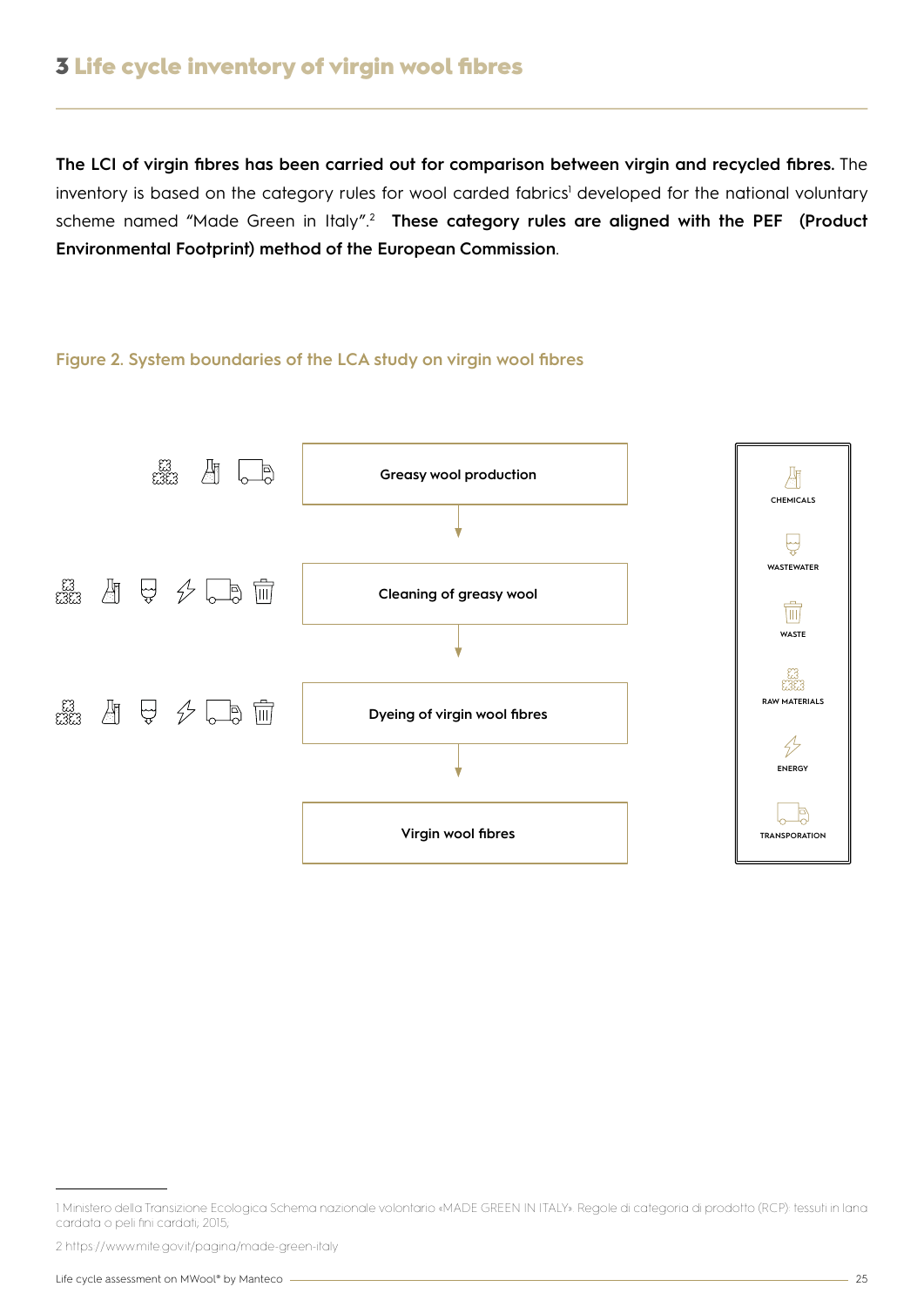# 3 Life cycle inventory of virgin wool fibres

**The LCI of virgin fibres has been carried out for comparison between virgin and recycled fibres.** The inventory is based on the category rules for wool carded fabrics[1] developed for the national voluntary scheme named "Made Green in Italy".[2] **These category rules are aligned with the PEF (Product Environmental Footprint) method of the European Commission**.

Figure 2. System boundaries of the LCA study on virgin wool fibres

Greasy wool production

Cleaning of greasy wool

Dyeing of virgin wool fibres

Virgin wool fibres

CHEMICALS

WASTEWATER

WASTE

RAW MATERIALS

ENERGY

TRANSPORTATION

1 Ministero della Transizione Ecologica Schema nazionale volontario «MADE GREEN IN ITALY». Regole di categoria di prodotto (RCP): tessuti in lana cardata o peli fini cardati, 2015;

2 https://www.mite.gov.it/pagina/made-green-italy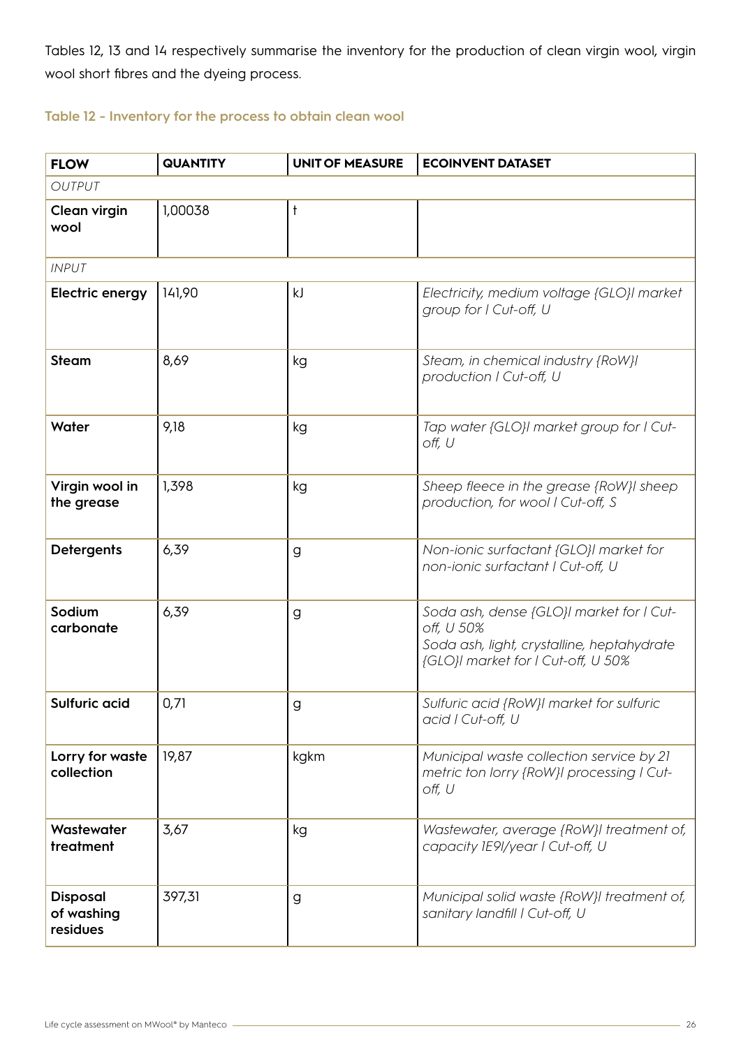Tables 12, 13 and 14 respectively summarise the inventory for the production of clean virgin wool, virgin wool short fibres and the dyeing process.

**Table 12 - Inventory for the process to obtain clean wool**

| FLOW | QUANTITY | UNIT OF MEASURE | ECOINVENT DATASET |
|---|---|---|---|
| *OUTPUT* | | | |
| **Clean virgin wool** | 1,00038 | t | |
| *INPUT* | | | |
| **Electric energy** | 141,90 | kJ | *Electricity, medium voltage {GLO}\| market group for \| Cut-off, U* |
| **Steam** | 8,69 | kg | *Steam, in chemical industry {RoW}\| production \| Cut-off, U* |
| **Water** | 9,18 | kg | *Tap water {GLO}\| market group for \| Cut-off, U* |
| **Virgin wool in the grease** | 1,398 | kg | *Sheep fleece in the grease {RoW}\| sheep production, for wool \| Cut-off, S* |
| **Detergents** | 6,39 | g | *Non-ionic surfactant {GLO}\| market for non-ionic surfactant \| Cut-off, U* |
| **Sodium carbonate** | 6,39 | g | *Soda ash, dense {GLO}\| market for \| Cut-off, U 50%* *Soda ash, light, crystalline, heptahydrate {GLO}\| market for \| Cut-off, U 50%* |
| **Sulfuric acid** | 0,71 | g | *Sulfuric acid {RoW}\| market for sulfuric acid \| Cut-off, U* |
| **Lorry for waste collection** | 19,87 | kgkm | *Municipal waste collection service by 21 metric ton lorry {RoW}\| processing \| Cut-off, U* |
| **Wastewater treatment** | 3,67 | kg | *Wastewater, average {RoW}\| treatment of, capacity 1E9l/year \| Cut-off, U* |
| **Disposal of washing residues** | 397,31 | g | *Municipal solid waste {RoW}\| treatment of, sanitary landfill \| Cut-off, U* |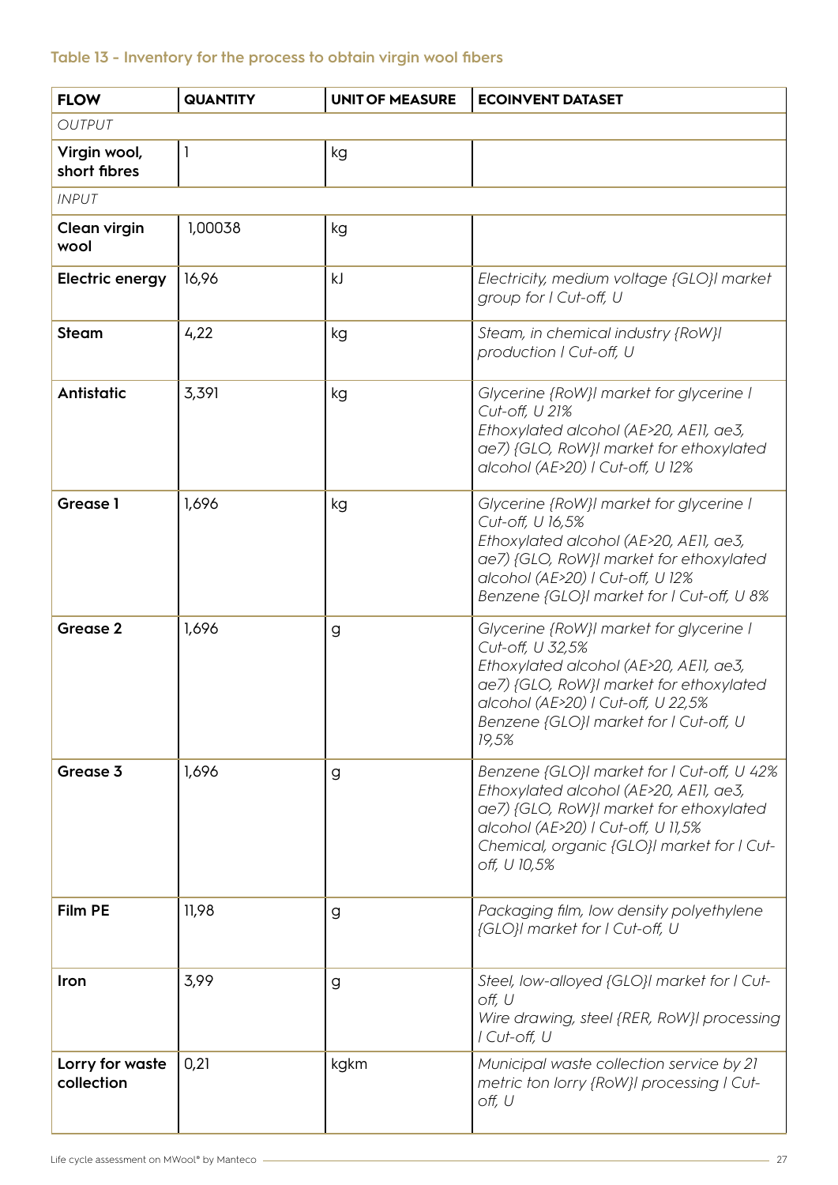**Table 13 - Inventory for the process to obtain virgin wool fibers**

| FLOW | QUANTITY | UNIT OF MEASURE | ECOINVENT DATASET |
|---|---|---|---|
| *OUTPUT* | | | |
| **Virgin wool, short fibres** | 1 | kg | |
| *INPUT* | | | |
| **Clean virgin wool** | 1,00038 | kg | |
| **Electric energy** | 16,96 | kJ | *Electricity, medium voltage {GLO}\| market group for \| Cut-off, U* |
| **Steam** | 4,22 | kg | *Steam, in chemical industry {RoW}\| production \| Cut-off, U* |
| **Antistatic** | 3,391 | kg | *Glycerine {RoW}\| market for glycerine \| Cut-off, U 21%*<br>*Ethoxylated alcohol (AE>20, AE11, ae3, ae7) {GLO, RoW}\| market for ethoxylated alcohol (AE>20) \| Cut-off, U 12%* |
| **Grease 1** | 1,696 | kg | *Glycerine {RoW}\| market for glycerine \| Cut-off, U 16,5%*<br>*Ethoxylated alcohol (AE>20, AE11, ae3, ae7) {GLO, RoW}\| market for ethoxylated alcohol (AE>20) \| Cut-off, U 12%*<br>*Benzene {GLO}\| market for \| Cut-off, U 8%* |
| **Grease 2** | 1,696 | g | *Glycerine {RoW}\| market for glycerine \| Cut-off, U 32,5%*<br>*Ethoxylated alcohol (AE>20, AE11, ae3, ae7) {GLO, RoW}\| market for ethoxylated alcohol (AE>20) \| Cut-off, U 22,5%*<br>*Benzene {GLO}\| market for \| Cut-off, U 19,5%* |
| **Grease 3** | 1,696 | g | *Benzene {GLO}\| market for \| Cut-off, U 42%*<br>*Ethoxylated alcohol (AE>20, AE11, ae3, ae7) {GLO, RoW}\| market for ethoxylated alcohol (AE>20) \| Cut-off, U 11,5%*<br>*Chemical, organic {GLO}\| market for \| Cut-off, U 10,5%* |
| **Film PE** | 11,98 | g | *Packaging film, low density polyethylene {GLO}\| market for \| Cut-off, U* |
| **Iron** | 3,99 | g | *Steel, low-alloyed {GLO}\| market for \| Cut-off, U*<br>*Wire drawing, steel {RER, RoW}\| processing \| Cut-off, U* |
| **Lorry for waste collection** | 0,21 | kgkm | *Municipal waste collection service by 21 metric ton lorry {RoW}\| processing \| Cut-off, U* |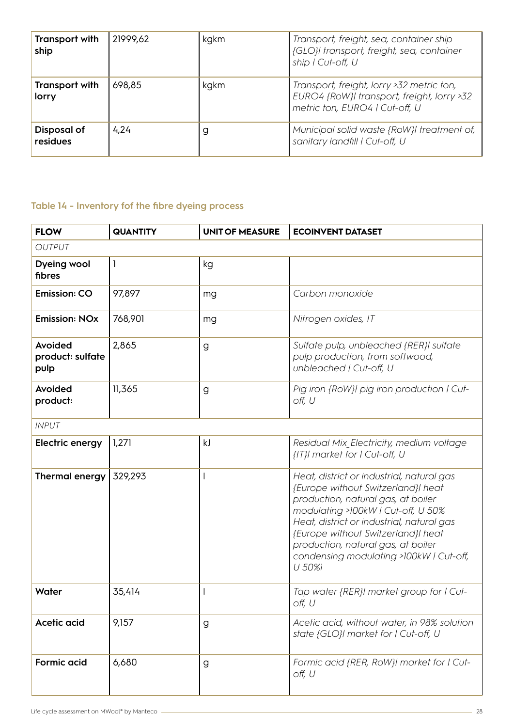| | | | |
|---|---|---|---|
| **Transport with ship** | 21999,62 | kgkm | *Transport, freight, sea, container ship {GLO}\| transport, freight, sea, container ship \| Cut-off, U* |
| **Transport with lorry** | 698,85 | kgkm | *Transport, freight, lorry >32 metric ton, EURO4 {RoW}\| transport, freight, lorry >32 metric ton, EURO4 \| Cut-off, U* |
| **Disposal of residues** | 4,24 | g | *Municipal solid waste {RoW}\| treatment of, sanitary landfill \| Cut-off, U* |

### Table 14 - Inventory fof the fibre dyeing process

| FLOW | QUANTITY | UNIT OF MEASURE | ECOINVENT DATASET |
|---|---|---|---|
| *OUTPUT* | | | |
| **Dyeing wool fibres** | 1 | kg | |
| **Emission: CO** | 97,897 | mg | *Carbon monoxide* |
| **Emission: NOx** | 768,901 | mg | *Nitrogen oxides, IT* |
| **Avoided product: sulfate pulp** | 2,865 | g | *Sulfate pulp, unbleached {RER}\| sulfate pulp production, from softwood, unbleached \| Cut-off, U* |
| **Avoided product:** | 11,365 | g | *Pig iron {RoW}\| pig iron production \| Cut-off, U* |
| *INPUT* | | | |
| **Electric energy** | 1,271 | kJ | *Residual Mix_Electricity, medium voltage {IT}\| market for \| Cut-off, U* |
| **Thermal energy** | 329,293 | l | *Heat, district or industrial, natural gas {Europe without Switzerland}\| heat production, natural gas, at boiler modulating >100kW \| Cut-off, U 50% Heat, district or industrial, natural gas {Europe without Switzerland}\| heat production, natural gas, at boiler condensing modulating >100kW \| Cut-off, U 50%i* |
| **Water** | 35,414 | l | *Tap water {RER}\| market group for \| Cut-off, U* |
| **Acetic acid** | 9,157 | g | *Acetic acid, without water, in 98% solution state {GLO}\| market for \| Cut-off, U* |
| **Formic acid** | 6,680 | g | *Formic acid {RER, RoW}\| market for \| Cut-off, U* |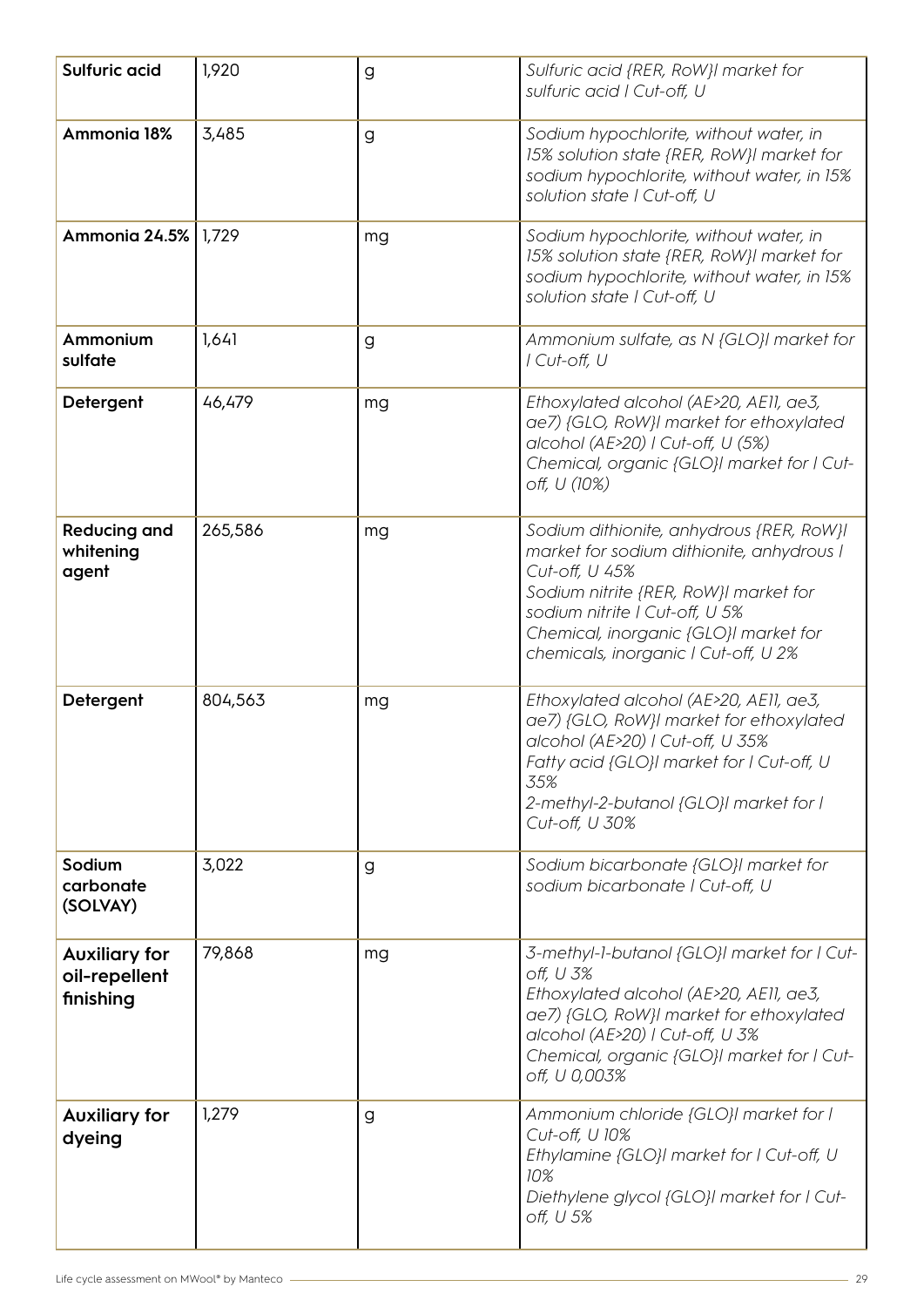| | | | |
|---|---|---|---|
| **Sulfuric acid** | 1,920 | g | *Sulfuric acid {RER, RoW}\| market for sulfuric acid \| Cut-off, U* |
| **Ammonia 18%** | 3,485 | g | *Sodium hypochlorite, without water, in 15% solution state {RER, RoW}\| market for sodium hypochlorite, without water, in 15% solution state \| Cut-off, U* |
| **Ammonia 24.5%** | 1,729 | mg | *Sodium hypochlorite, without water, in 15% solution state {RER, RoW}\| market for sodium hypochlorite, without water, in 15% solution state \| Cut-off, U* |
| **Ammonium sulfate** | 1,641 | g | *Ammonium sulfate, as N {GLO}\| market for \| Cut-off, U* |
| **Detergent** | 46,479 | mg | *Ethoxylated alcohol (AE>20, AE11, ae3, ae7) {GLO, RoW}\| market for ethoxylated alcohol (AE>20) \| Cut-off, U (5%)*<br>*Chemical, organic {GLO}\| market for \| Cut-off, U (10%)* |
| **Reducing and whitening agent** | 265,586 | mg | *Sodium dithionite, anhydrous {RER, RoW}\| market for sodium dithionite, anhydrous \| Cut-off, U 45%*<br>*Sodium nitrite {RER, RoW}\| market for sodium nitrite \| Cut-off, U 5%*<br>*Chemical, inorganic {GLO}\| market for chemicals, inorganic \| Cut-off, U 2%* |
| **Detergent** | 804,563 | mg | *Ethoxylated alcohol (AE>20, AE11, ae3, ae7) {GLO, RoW}\| market for ethoxylated alcohol (AE>20) \| Cut-off, U 35%*<br>*Fatty acid {GLO}\| market for \| Cut-off, U 35%*<br>*2-methyl-2-butanol {GLO}\| market for \| Cut-off, U 30%* |
| **Sodium carbonate (SOLVAY)** | 3,022 | g | *Sodium bicarbonate {GLO}\| market for sodium bicarbonate \| Cut-off, U* |
| **Auxiliary for oil-repellent finishing** | 79,868 | mg | *3-methyl-1-butanol {GLO}\| market for \| Cut-off, U 3%*<br>*Ethoxylated alcohol (AE>20, AE11, ae3, ae7) {GLO, RoW}\| market for ethoxylated alcohol (AE>20) \| Cut-off, U 3%*<br>*Chemical, organic {GLO}\| market for \| Cut-off, U 0,003%* |
| **Auxiliary for dyeing** | 1,279 | g | *Ammonium chloride {GLO}\| market for \| Cut-off, U 10%*<br>*Ethylamine {GLO}\| market for \| Cut-off, U 10%*<br>*Diethylene glycol {GLO}\| market for \| Cut-off, U 5%* |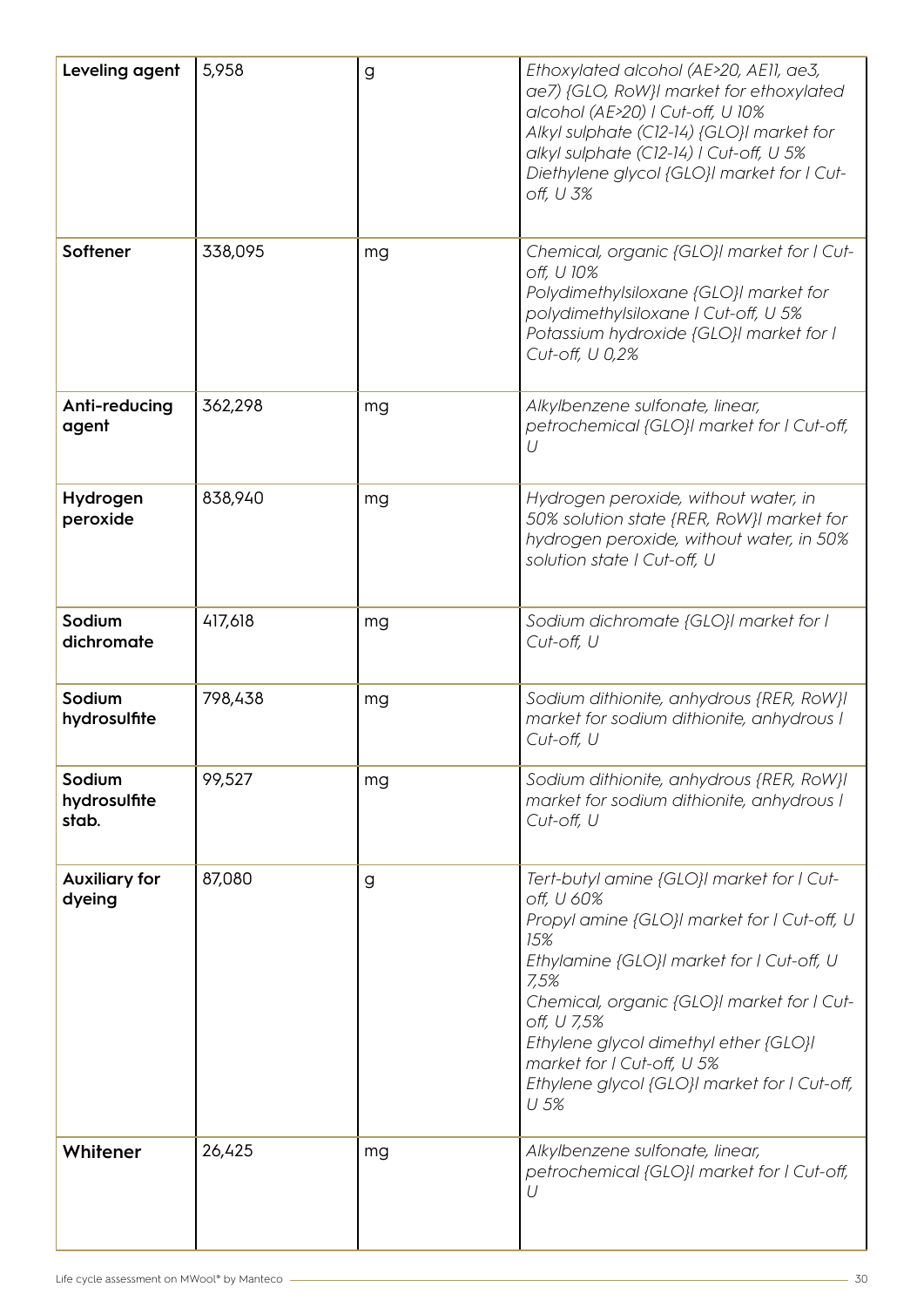| Leveling agent | 5,958 | g | *Ethoxylated alcohol (AE>20, AE11, ae3, ae7) {GLO, RoW}\| market for ethoxylated alcohol (AE>20) \| Cut-off, U 10%*<br>*Alkyl sulphate (C12-14) {GLO}\| market for alkyl sulphate (C12-14) \| Cut-off, U 5%*<br>*Diethylene glycol {GLO}\| market for \| Cut-off, U 3%* |
|---|---|---|---|
| **Softener** | 338,095 | mg | *Chemical, organic {GLO}\| market for \| Cut-off, U 10%*<br>*Polydimethylsiloxane {GLO}\| market for polydimethylsiloxane \| Cut-off, U 5%*<br>*Potassium hydroxide {GLO}\| market for \| Cut-off, U 0,2%* |
| **Anti-reducing agent** | 362,298 | mg | *Alkylbenzene sulfonate, linear, petrochemical {GLO}\| market for \| Cut-off, U* |
| **Hydrogen peroxide** | 838,940 | mg | *Hydrogen peroxide, without water, in 50% solution state {RER, RoW}\| market for hydrogen peroxide, without water, in 50% solution state \| Cut-off, U* |
| **Sodium dichromate** | 417,618 | mg | *Sodium dichromate {GLO}\| market for \| Cut-off, U* |
| **Sodium hydrosulfite** | 798,438 | mg | *Sodium dithionite, anhydrous {RER, RoW}\| market for sodium dithionite, anhydrous \| Cut-off, U* |
| **Sodium hydrosulfite stab.** | 99,527 | mg | *Sodium dithionite, anhydrous {RER, RoW}\| market for sodium dithionite, anhydrous \| Cut-off, U* |
| **Auxiliary for dyeing** | 87,080 | g | *Tert-butyl amine {GLO}\| market for \| Cut-off, U 60%*<br>*Propyl amine {GLO}\| market for \| Cut-off, U 15%*<br>*Ethylamine {GLO}\| market for \| Cut-off, U 7,5%*<br>*Chemical, organic {GLO}\| market for \| Cut-off, U 7,5%*<br>*Ethylene glycol dimethyl ether {GLO}\| market for \| Cut-off, U 5%*<br>*Ethylene glycol {GLO}\| market for \| Cut-off, U 5%* |
| **Whitener** | 26,425 | mg | *Alkylbenzene sulfonate, linear, petrochemical {GLO}\| market for \| Cut-off, U* |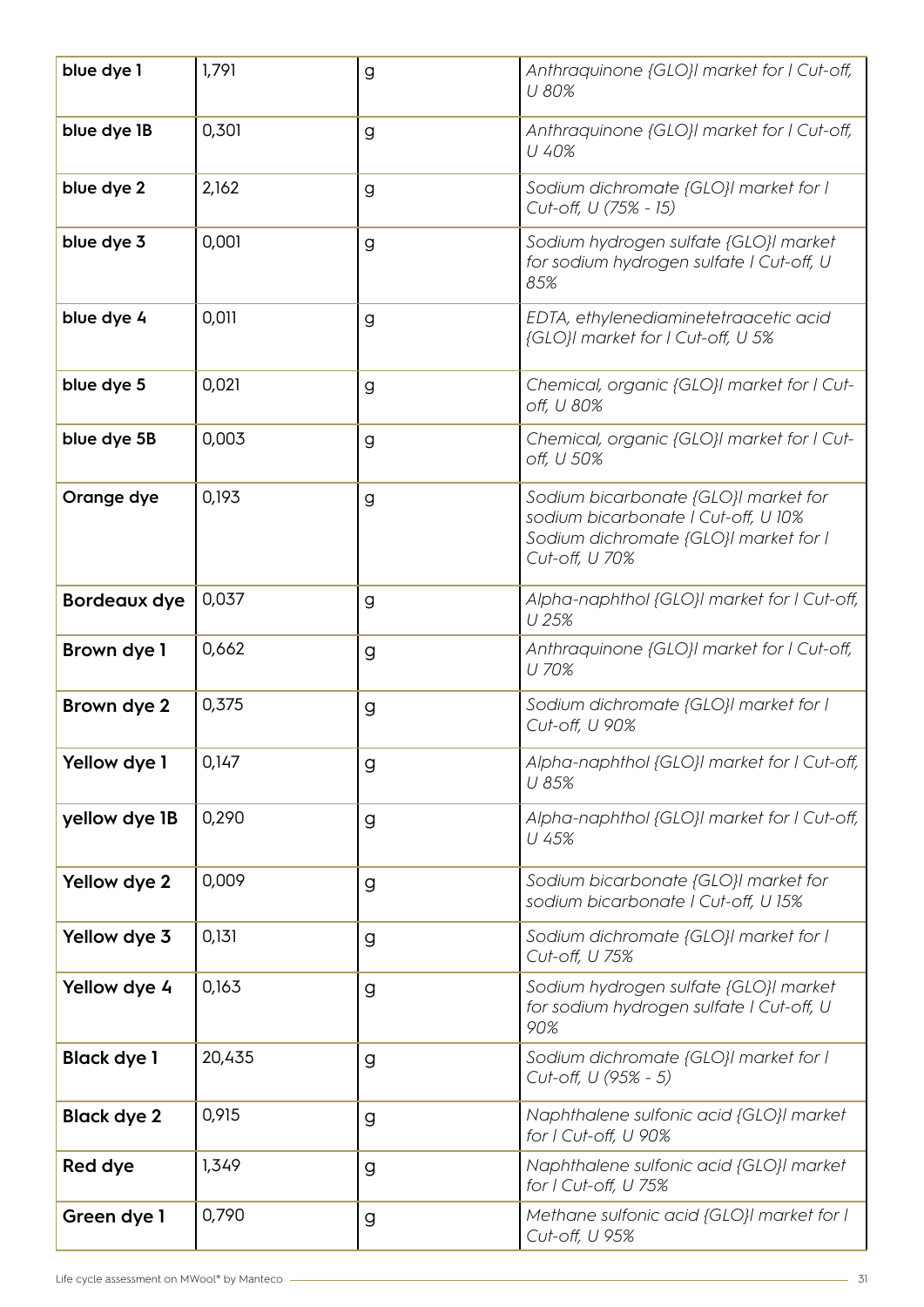| blue dye 1 | 1,791 | g | *Anthraquinone {GLO}| market for | Cut-off, U 80%* |
|---|---|---|---|
| blue dye 1B | 0,301 | g | *Anthraquinone {GLO}| market for | Cut-off, U 40%* |
| blue dye 2 | 2,162 | g | *Sodium dichromate {GLO}| market for | Cut-off, U (75% - 15)* |
| blue dye 3 | 0,001 | g | *Sodium hydrogen sulfate {GLO}| market for sodium hydrogen sulfate | Cut-off, U 85%* |
| blue dye 4 | 0,011 | g | *EDTA, ethylenediaminetetraacetic acid {GLO}| market for | Cut-off, U 5%* |
| blue dye 5 | 0,021 | g | *Chemical, organic {GLO}| market for | Cut-off, U 80%* |
| blue dye 5B | 0,003 | g | *Chemical, organic {GLO}| market for | Cut-off, U 50%* |
| Orange dye | 0,193 | g | *Sodium bicarbonate {GLO}| market for sodium bicarbonate | Cut-off, U 10% Sodium dichromate {GLO}| market for | Cut-off, U 70%* |
| Bordeaux dye | 0,037 | g | *Alpha-naphthol {GLO}| market for | Cut-off, U 25%* |
| Brown dye 1 | 0,662 | g | *Anthraquinone {GLO}| market for | Cut-off, U 70%* |
| Brown dye 2 | 0,375 | g | *Sodium dichromate {GLO}| market for | Cut-off, U 90%* |
| Yellow dye 1 | 0,147 | g | *Alpha-naphthol {GLO}| market for | Cut-off, U 85%* |
| yellow dye 1B | 0,290 | g | *Alpha-naphthol {GLO}| market for | Cut-off, U 45%* |
| Yellow dye 2 | 0,009 | g | *Sodium bicarbonate {GLO}| market for sodium bicarbonate | Cut-off, U 15%* |
| Yellow dye 3 | 0,131 | g | *Sodium dichromate {GLO}| market for | Cut-off, U 75%* |
| Yellow dye 4 | 0,163 | g | *Sodium hydrogen sulfate {GLO}| market for sodium hydrogen sulfate | Cut-off, U 90%* |
| Black dye 1 | 20,435 | g | *Sodium dichromate {GLO}| market for | Cut-off, U (95% - 5)* |
| Black dye 2 | 0,915 | g | *Naphthalene sulfonic acid {GLO}| market for | Cut-off, U 90%* |
| Red dye | 1,349 | g | *Naphthalene sulfonic acid {GLO}| market for | Cut-off, U 75%* |
| Green dye 1 | 0,790 | g | *Methane sulfonic acid {GLO}| market for | Cut-off, U 95%* |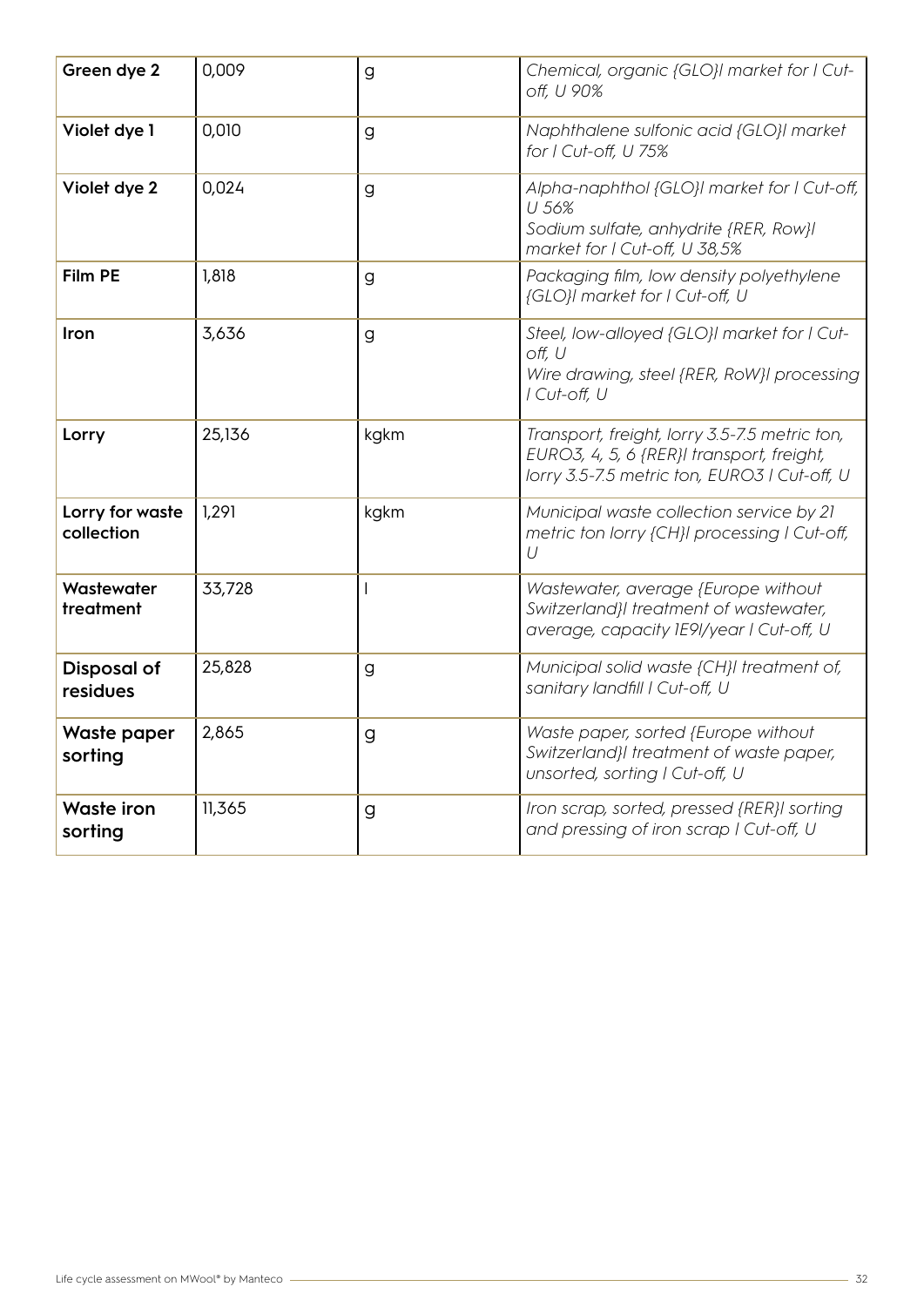| **Green dye 2** | 0,009 | g | *Chemical, organic {GLO}\| market for \| Cut-off, U 90%* |
|---|---|---|---|
| **Violet dye 1** | 0,010 | g | *Naphthalene sulfonic acid {GLO}\| market for \| Cut-off, U 75%* |
| **Violet dye 2** | 0,024 | g | *Alpha-naphthol {GLO}\| market for \| Cut-off, U 56%*<br>*Sodium sulfate, anhydrite {RER, Row}\| market for \| Cut-off, U 38,5%* |
| **Film PE** | 1,818 | g | *Packaging film, low density polyethylene {GLO}\| market for \| Cut-off, U* |
| **Iron** | 3,636 | g | *Steel, low-alloyed {GLO}\| market for \| Cut-off, U*<br>*Wire drawing, steel {RER, RoW}\| processing \| Cut-off, U* |
| **Lorry** | 25,136 | kgkm | *Transport, freight, lorry 3.5-7.5 metric ton, EURO3, 4, 5, 6 {RER}\| transport, freight, lorry 3.5-7.5 metric ton, EURO3 \| Cut-off, U* |
| **Lorry for waste collection** | 1,291 | kgkm | *Municipal waste collection service by 21 metric ton lorry {CH}\| processing \| Cut-off, U* |
| **Wastewater treatment** | 33,728 | l | *Wastewater, average {Europe without Switzerland}\| treatment of wastewater, average, capacity 1E9l/year \| Cut-off, U* |
| **Disposal of residues** | 25,828 | g | *Municipal solid waste {CH}\| treatment of, sanitary landfill \| Cut-off, U* |
| **Waste paper sorting** | 2,865 | g | *Waste paper, sorted {Europe without Switzerland}\| treatment of waste paper, unsorted, sorting \| Cut-off, U* |
| **Waste iron sorting** | 11,365 | g | *Iron scrap, sorted, pressed {RER}\| sorting and pressing of iron scrap \| Cut-off, U* |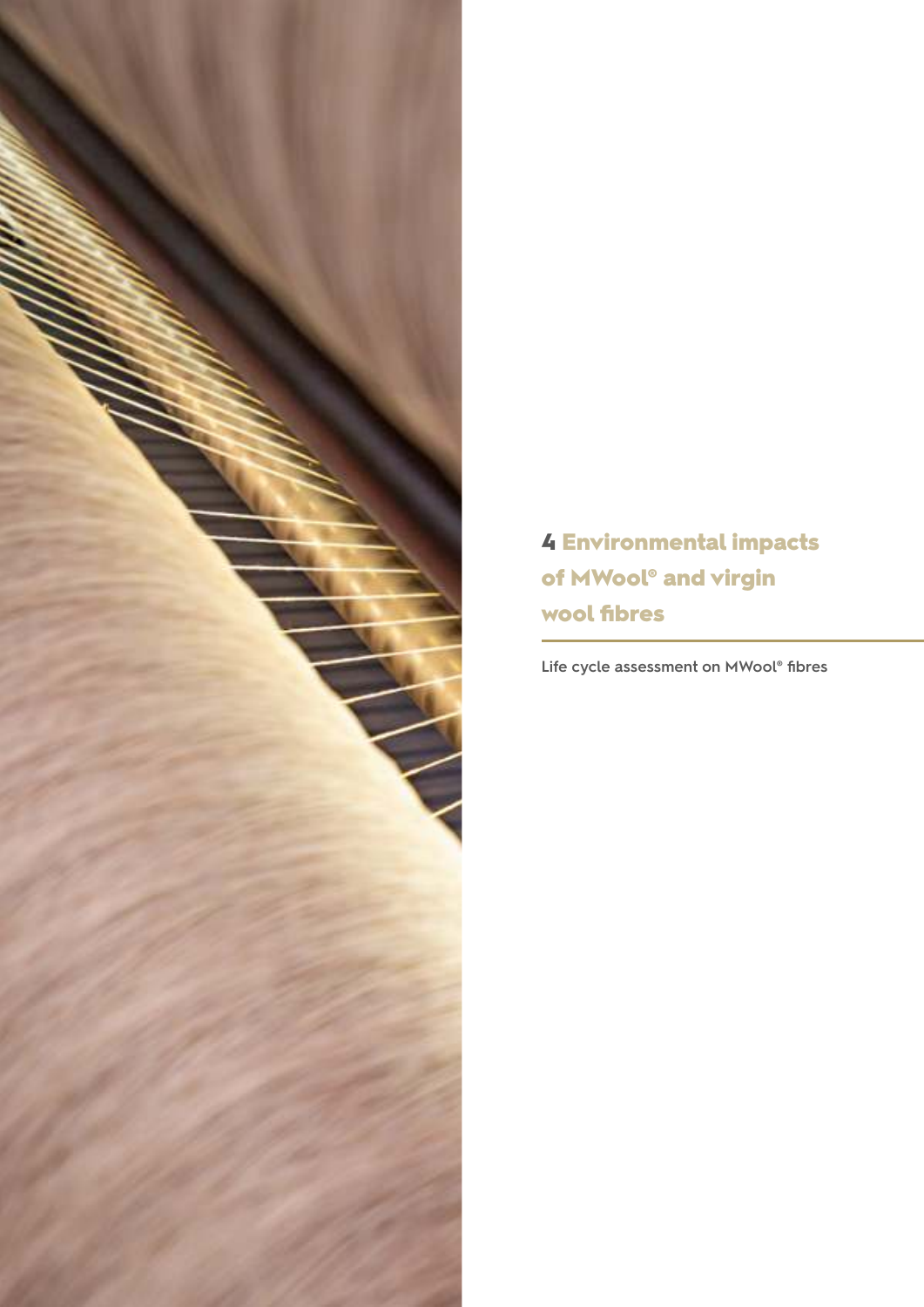# 4 Environmental impacts of MWool® and virgin wool fibres

Life cycle assessment on MWool® fibres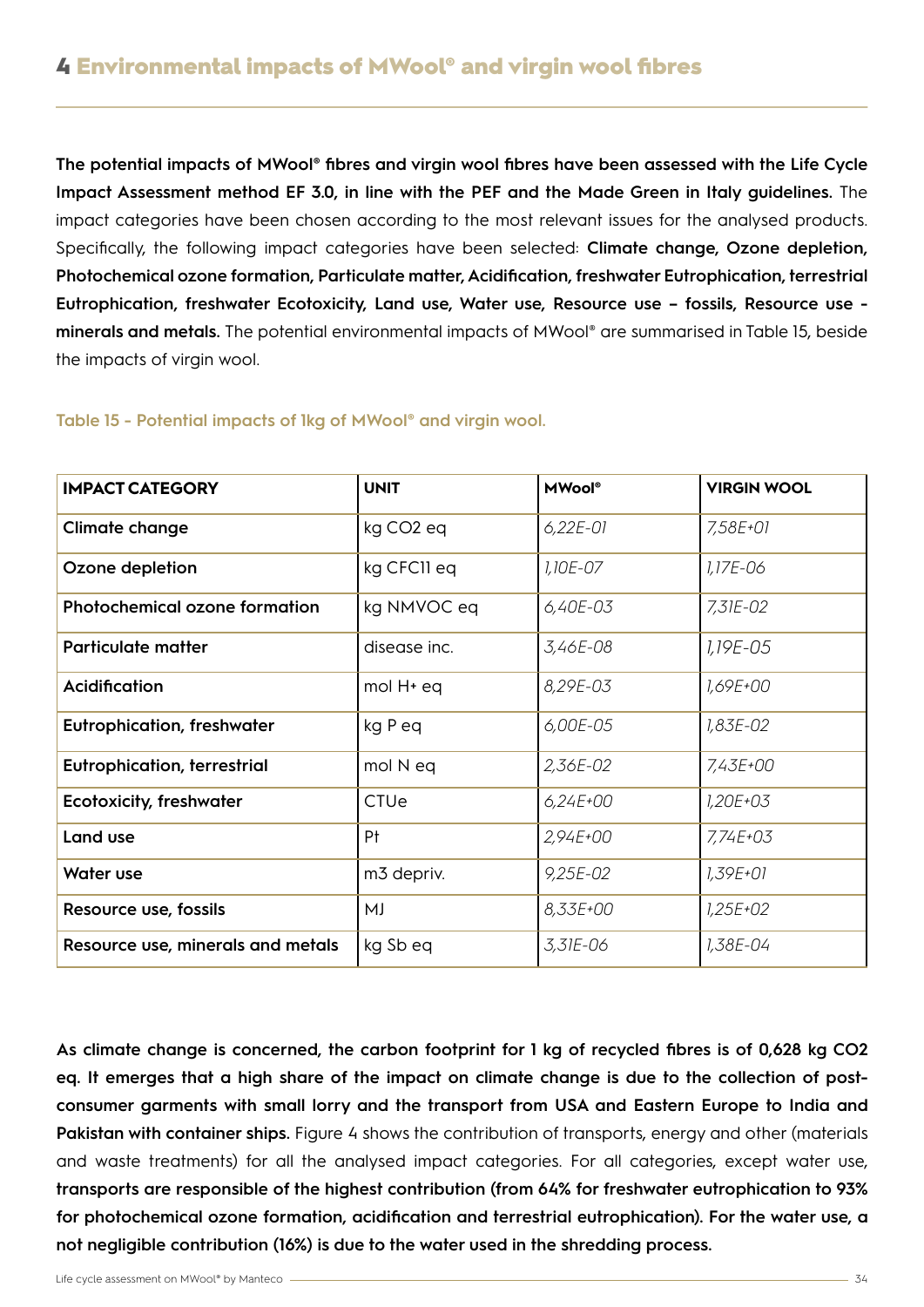## 4 Environmental impacts of MWool® and virgin wool fibres

**The potential impacts of MWool® fibres and virgin wool fibres have been assessed with the Life Cycle Impact Assessment method EF 3.0, in line with the PEF and the Made Green in Italy guidelines.** The impact categories have been chosen according to the most relevant issues for the analysed products. Specifically, the following impact categories have been selected: **Climate change, Ozone depletion, Photochemical ozone formation, Particulate matter, Acidification, freshwater Eutrophication, terrestrial Eutrophication, freshwater Ecotoxicity, Land use, Water use, Resource use – fossils, Resource use - minerals and metals.** The potential environmental impacts of MWool® are summarised in Table 15, beside the impacts of virgin wool.

Table 15 - Potential impacts of 1kg of MWool® and virgin wool.

| IMPACT CATEGORY | UNIT | MWool® | VIRGIN WOOL |
|---|---|---|---|
| Climate change | kg CO2 eq | *6,22E-01* | *7,58E+01* |
| Ozone depletion | kg CFC11 eq | *1,10E-07* | *1,17E-06* |
| Photochemical ozone formation | kg NMVOC eq | *6,40E-03* | *7,31E-02* |
| Particulate matter | disease inc. | *3,46E-08* | *1,19E-05* |
| Acidification | mol H+ eq | *8,29E-03* | *1,69E+00* |
| Eutrophication, freshwater | kg P eq | *6,00E-05* | *1,83E-02* |
| Eutrophication, terrestrial | mol N eq | *2,36E-02* | *7,43E+00* |
| Ecotoxicity, freshwater | CTUe | *6,24E+00* | *1,20E+03* |
| Land use | Pt | *2,94E+00* | *7,74E+03* |
| Water use | m3 depriv. | *9,25E-02* | *1,39E+01* |
| Resource use, fossils | MJ | *8,33E+00* | *1,25E+02* |
| Resource use, minerals and metals | kg Sb eq | *3,31E-06* | *1,38E-04* |

**As climate change is concerned, the carbon footprint for 1 kg of recycled fibres is of 0,628 kg CO2 eq. It emerges that a high share of the impact on climate change is due to the collection of post-consumer garments with small lorry and the transport from USA and Eastern Europe to India and Pakistan with container ships.** Figure 4 shows the contribution of transports, energy and other (materials and waste treatments) for all the analysed impact categories. For all categories, except water use, **transports are responsible of the highest contribution (from 64% for freshwater eutrophication to 93% for photochemical ozone formation, acidification and terrestrial eutrophication). For the water use, a not negligible contribution (16%) is due to the water used in the shredding process.**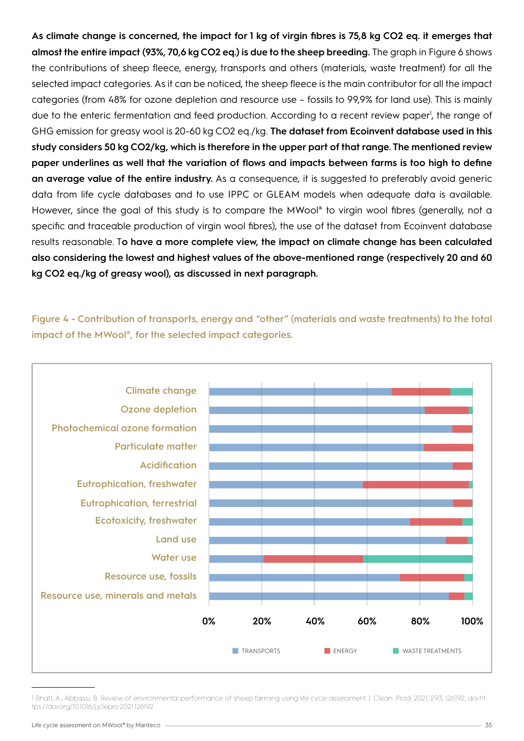**As climate change is concerned, the impact for 1 kg of virgin fibres is 75,8 kg $CO_2$ eq. it emerges that almost the entire impact (93%, 70,6 kg $CO_2$ eq.) is due to the sheep breeding.** The graph in Figure 6 shows the contributions of sheep fleece, energy, transports and others (materials, waste treatment) for all the selected impact categories. As it can be noticed, the sheep fleece is the main contributor for all the impact categories (from 48% for ozone depletion and resource use – fossils to 99,9% for land use). This is mainly due to the enteric fermentation and feed production. According to a recent review paper[1], the range of GHG emission for greasy wool is 20-60 kg $CO_2$ eq./kg. **The dataset from Ecoinvent database used in this study considers 50 kg $CO_2$/kg, which is therefore in the upper part of that range. The mentioned review paper underlines as well that the variation of flows and impacts between farms is too high to define an average value of the entire industry.** As a consequence, it is suggested to preferably avoid generic data from life cycle databases and to use IPPC or GLEAM models when adequate data is available. However, since the goal of this study is to compare the MWool® to virgin wool fibres (generally, not a specific and traceable production of virgin wool fibres), the use of the dataset from Ecoinvent database results reasonable. T**o have a more complete view, the impact on climate change has been calculated also considering the lowest and highest values of the above-mentioned range (respectively 20 and 60 kg $CO_2$ eq./kg of greasy wool), as discussed in next paragraph.**

Figure 4 - Contribution of transports, energy and "other" (materials and waste treatments) to the total impact of the MWool®, for the selected impact categories.

| Impact category | Transports | Energy | Waste treatments |
|---|---|---|---|
| Climate change | ~69% | ~22% | ~9% |
| Ozone depletion | ~82% | ~17% | ~1% |
| Photochemical ozone formation | ~92% | ~8% | <1% |
| Particulate matter | ~81% | ~19% | – |
| Acidification | ~92% | ~8% | <1% |
| Eutrophication, freshwater | ~58% | ~40% | ~2% |
| Eutrophication, terrestrial | ~92% | ~8% | <1% |
| Ecotoxicity, freshwater | ~76% | ~20% | ~4% |
| Land use | ~90% | ~8% | ~2% |
| Water use | ~21% | ~38% | ~41% |
| Resource use, fossils | ~72% | ~25% | ~3% |
| Resource use, minerals and metals | ~91% | ~6% | ~3% |

(Values are approximate readings from the bar chart.)

1 Bhatt, A., Abbassi, B. Review of environmental performance of sheep farming using life cycle assessment. J. Clean. Prod. 2021, 293, 126192, doi:https://doi.org/10.1016/j.jclepro.2021.126192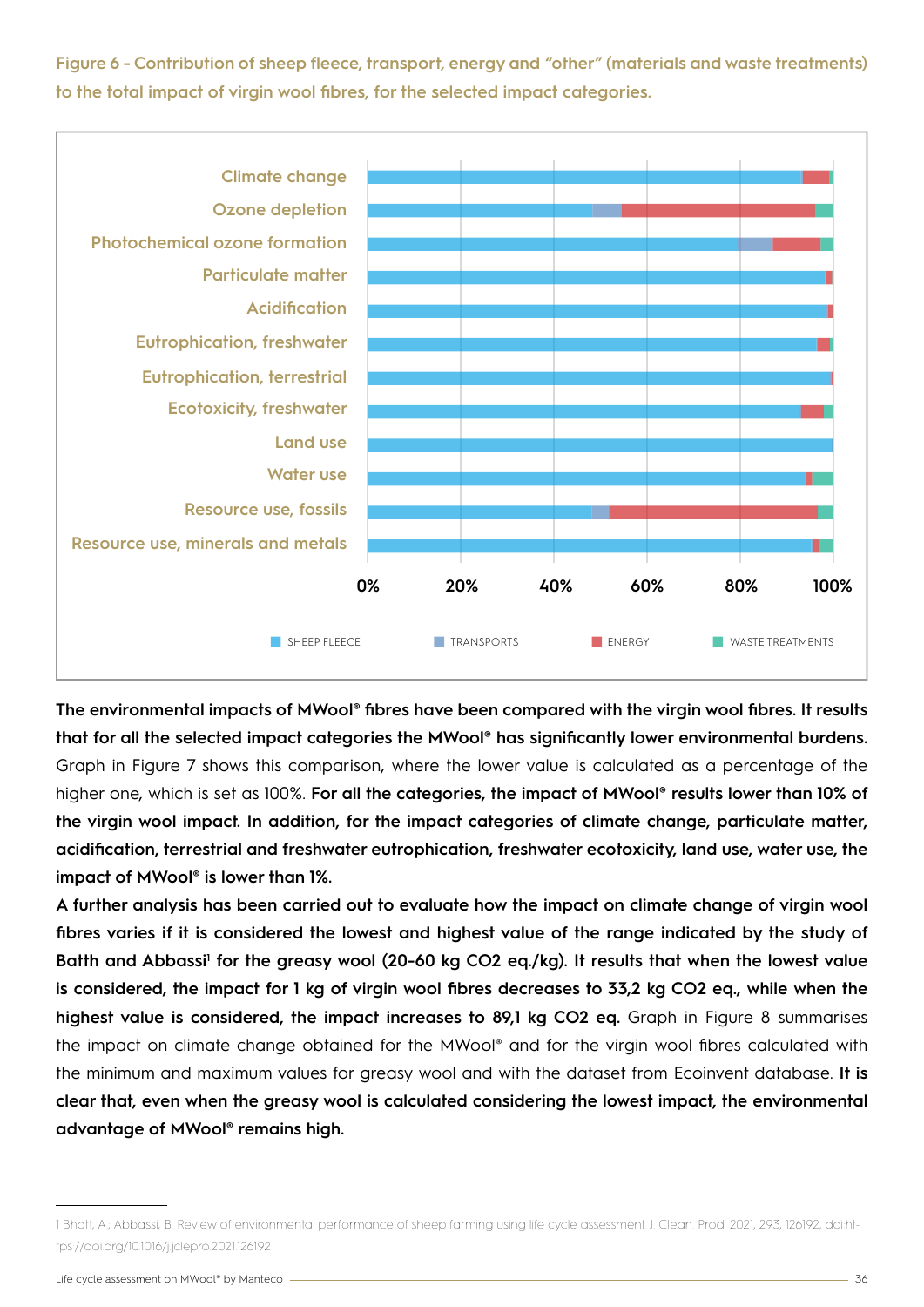**Figure 6 - Contribution of sheep fleece, transport, energy and "other" (materials and waste treatments) to the total impact of virgin wool fibres, for the selected impact categories.**

**The environmental impacts of MWool® fibres have been compared with the virgin wool fibres. It results that for all the selected impact categories the MWool® has significantly lower environmental burdens.** Graph in Figure 7 shows this comparison, where the lower value is calculated as a percentage of the higher one, which is set as 100%. **For all the categories, the impact of MWool® results lower than 10% of the virgin wool impact. In addition, for the impact categories of climate change, particulate matter, acidification, terrestrial and freshwater eutrophication, freshwater ecotoxicity, land use, water use, the impact of MWool® is lower than 1%.**

**A further analysis has been carried out to evaluate how the impact on climate change of virgin wool fibres varies if it is considered the lowest and highest value of the range indicated by the study of Batth and Abbassi[1] for the greasy wool (20-60 kg CO2 eq./kg). It results that when the lowest value is considered, the impact for 1 kg of virgin wool fibres decreases to 33,2 kg CO2 eq., while when the highest value is considered, the impact increases to 89,1 kg CO2 eq.** Graph in Figure 8 summarises the impact on climate change obtained for the MWool® and for the virgin wool fibres calculated with the minimum and maximum values for greasy wool and with the dataset from Ecoinvent database. **It is clear that, even when the greasy wool is calculated considering the lowest impact, the environmental advantage of MWool® remains high.**

1 Bhatt, A., Abbassi, B. Review of environmental performance of sheep farming using life cycle assessment. J. Clean. Prod. 2021, 293, 126192, doi:https://doi.org/10.1016/j.jclepro.2021.126192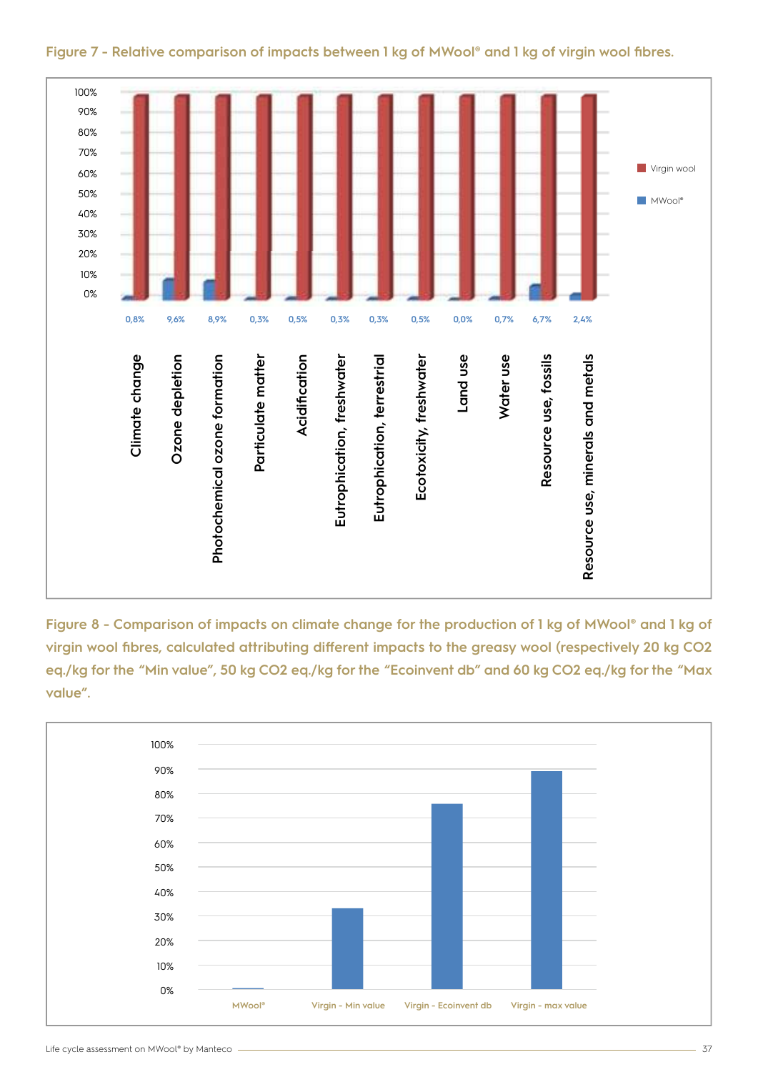Figure 7 - Relative comparison of impacts between 1 kg of MWool® and 1 kg of virgin wool fibres.

| Impact category | MWool® |
|---|---|
| Climate change | 0,8% |
| Ozone depletion | 9,6% |
| Photochemical ozone formation | 8,9% |
| Particulate matter | 0,3% |
| Acidification | 0,5% |
| Eutrophication, freshwater | 0,3% |
| Eutrophication, terrestrial | 0,3% |
| Ecotoxicity, freshwater | 0,5% |
| Land use | 0,0% |
| Water use | 0,7% |
| Resource use, fossils | 6,7% |
| Resource use, minerals and metals | 2,4% |

Figure 8 - Comparison of impacts on climate change for the production of 1 kg of MWool® and 1 kg of virgin wool fibres, calculated attributing different impacts to the greasy wool (respectively 20 kg CO2 eq./kg for the "Min value", 50 kg CO2 eq./kg for the "Ecoinvent db" and 60 kg CO2 eq./kg for the "Max value".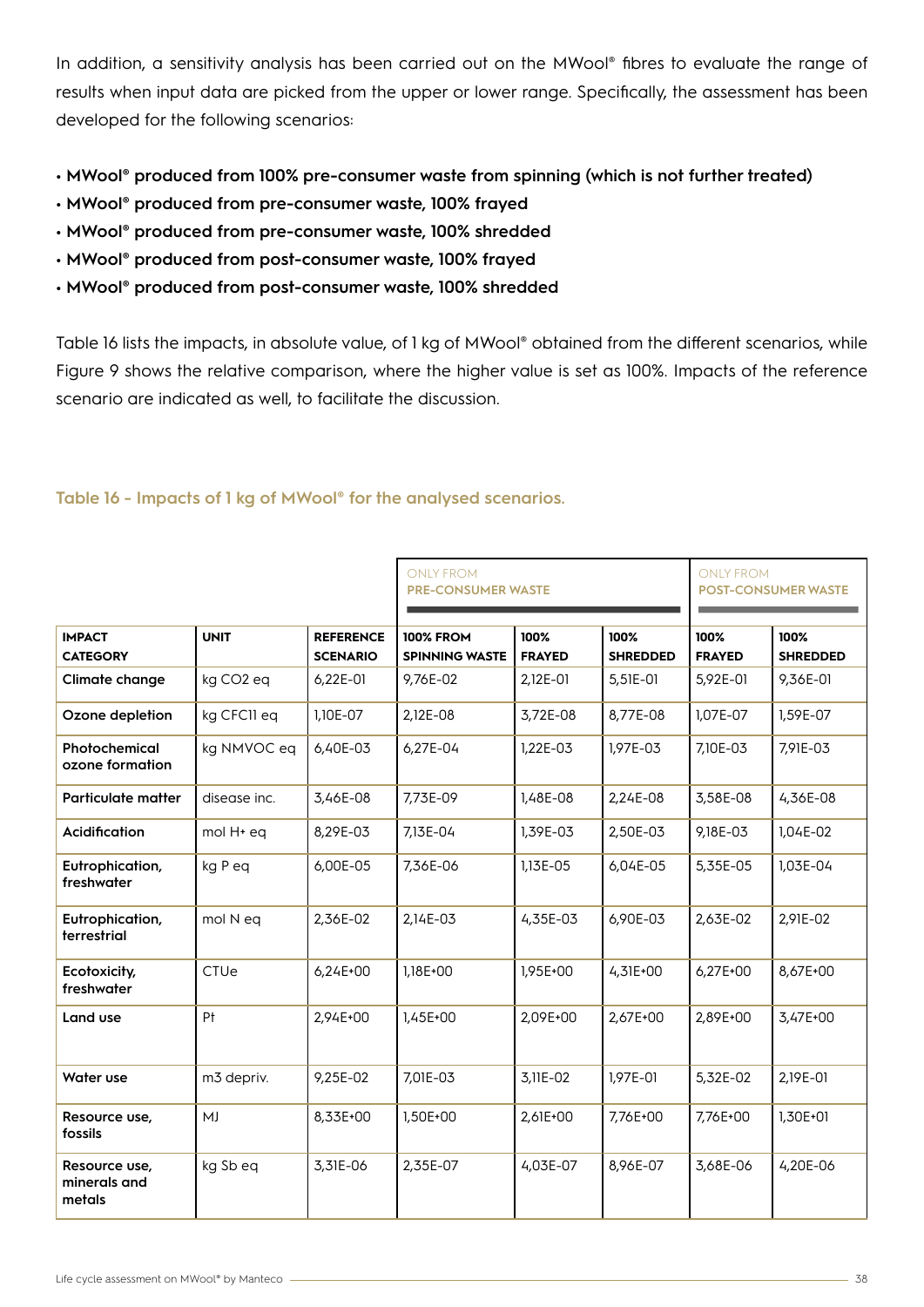In addition, a sensitivity analysis has been carried out on the MWool® fibres to evaluate the range of results when input data are picked from the upper or lower range. Specifically, the assessment has been developed for the following scenarios:

- **MWool® produced from 100% pre-consumer waste from spinning (which is not further treated)**
- **MWool® produced from pre-consumer waste, 100% frayed**
- **MWool® produced from pre-consumer waste, 100% shredded**
- **MWool® produced from post-consumer waste, 100% frayed**
- **MWool® produced from post-consumer waste, 100% shredded**

Table 16 lists the impacts, in absolute value, of 1 kg of MWool® obtained from the different scenarios, while Figure 9 shows the relative comparison, where the higher value is set as 100%. Impacts of the reference scenario are indicated as well, to facilitate the discussion.

**Table 16 - Impacts of 1 kg of MWool® for the analysed scenarios.**

| | | | ONLY FROM PRE-CONSUMER WASTE | | | ONLY FROM POST-CONSUMER WASTE | |
|---|---|---|---|---|---|---|---|
| **IMPACT CATEGORY** | **UNIT** | **REFERENCE SCENARIO** | **100% FROM SPINNING WASTE** | **100% FRAYED** | **100% SHREDDED** | **100% FRAYED** | **100% SHREDDED** |
| **Climate change** | kg CO2 eq | 6,22E-01 | 9,76E-02 | 2,12E-01 | 5,51E-01 | 5,92E-01 | 9,36E-01 |
| **Ozone depletion** | kg CFC11 eq | 1,10E-07 | 2,12E-08 | 3,72E-08 | 8,77E-08 | 1,07E-07 | 1,59E-07 |
| **Photochemical ozone formation** | kg NMVOC eq | 6,40E-03 | 6,27E-04 | 1,22E-03 | 1,97E-03 | 7,10E-03 | 7,91E-03 |
| **Particulate matter** | disease inc. | 3,46E-08 | 7,73E-09 | 1,48E-08 | 2,24E-08 | 3,58E-08 | 4,36E-08 |
| **Acidification** | mol H+ eq | 8,29E-03 | 7,13E-04 | 1,39E-03 | 2,50E-03 | 9,18E-03 | 1,04E-02 |
| **Eutrophication, freshwater** | kg P eq | 6,00E-05 | 7,36E-06 | 1,13E-05 | 6,04E-05 | 5,35E-05 | 1,03E-04 |
| **Eutrophication, terrestrial** | mol N eq | 2,36E-02 | 2,14E-03 | 4,35E-03 | 6,90E-03 | 2,63E-02 | 2,91E-02 |
| **Ecotoxicity, freshwater** | CTUe | 6,24E+00 | 1,18E+00 | 1,95E+00 | 4,31E+00 | 6,27E+00 | 8,67E+00 |
| **Land use** | Pt | 2,94E+00 | 1,45E+00 | 2,09E+00 | 2,67E+00 | 2,89E+00 | 3,47E+00 |
| **Water use** | m3 depriv. | 9,25E-02 | 7,01E-03 | 3,11E-02 | 1,97E-01 | 5,32E-02 | 2,19E-01 |
| **Resource use, fossils** | MJ | 8,33E+00 | 1,50E+00 | 2,61E+00 | 7,76E+00 | 7,76E+00 | 1,30E+01 |
| **Resource use, minerals and metals** | kg Sb eq | 3,31E-06 | 2,35E-07 | 4,03E-07 | 8,96E-07 | 3,68E-06 | 4,20E-06 |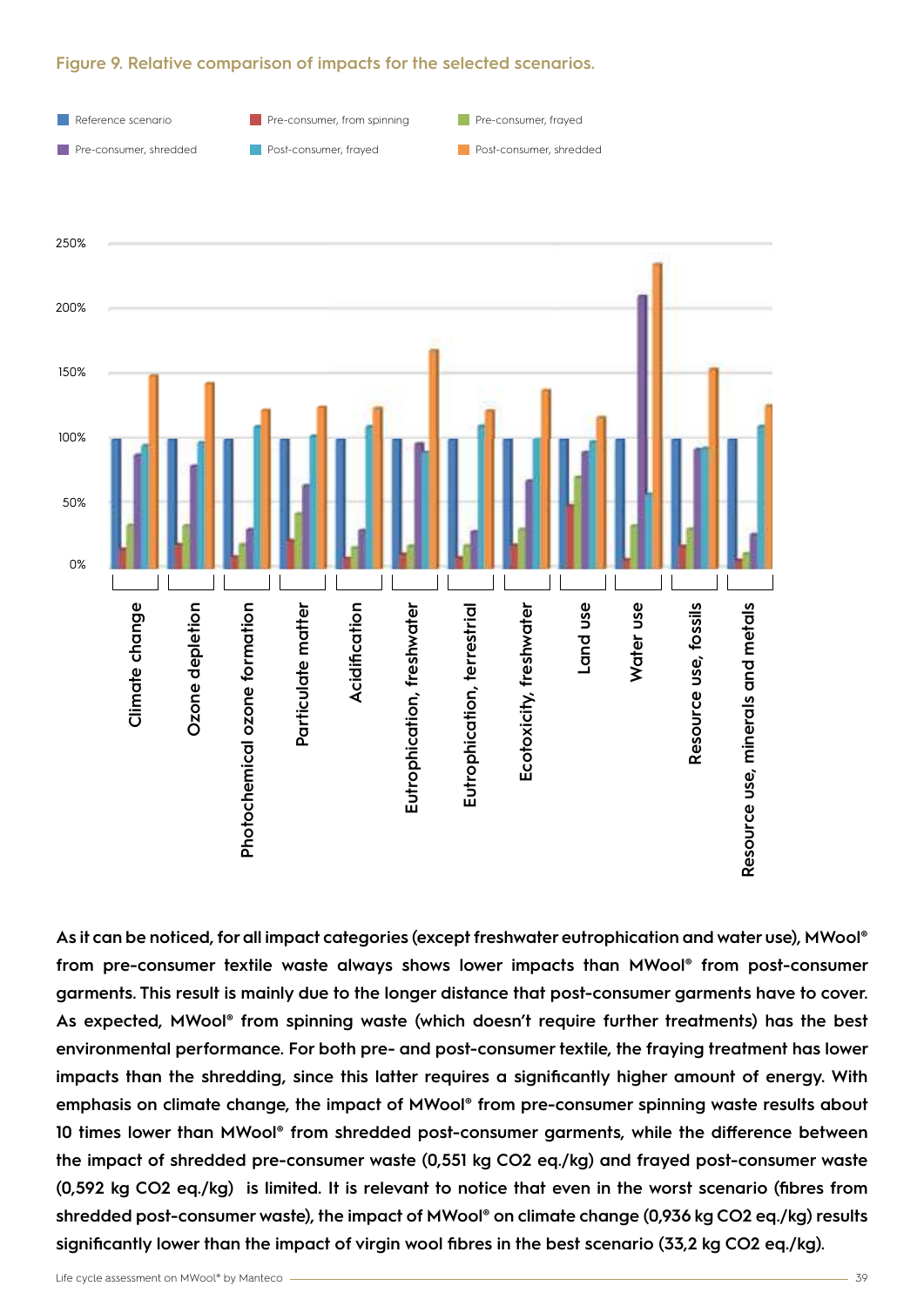**Figure 9. Relative comparison of impacts for the selected scenarios.**

As it can be noticed, for all impact categories (except freshwater eutrophication and water use), MWool® from pre-consumer textile waste always shows lower impacts than MWool® from post-consumer garments. This result is mainly due to the longer distance that post-consumer garments have to cover. As expected, MWool® from spinning waste (which doesn't require further treatments) has the best environmental performance. For both pre- and post-consumer textile, the fraying treatment has lower impacts than the shredding, since this latter requires a significantly higher amount of energy. With emphasis on climate change, the impact of MWool® from pre-consumer spinning waste results about 10 times lower than MWool® from shredded post-consumer garments, while the difference between the impact of shredded pre-consumer waste (0,551 kg $CO_2$ eq./kg) and frayed post-consumer waste (0,592 kg $CO_2$ eq./kg) is limited. It is relevant to notice that even in the worst scenario (fibres from shredded post-consumer waste), the impact of MWool® on climate change (0,936 kg $CO_2$ eq./kg) results significantly lower than the impact of virgin wool fibres in the best scenario (33,2 kg $CO_2$ eq./kg).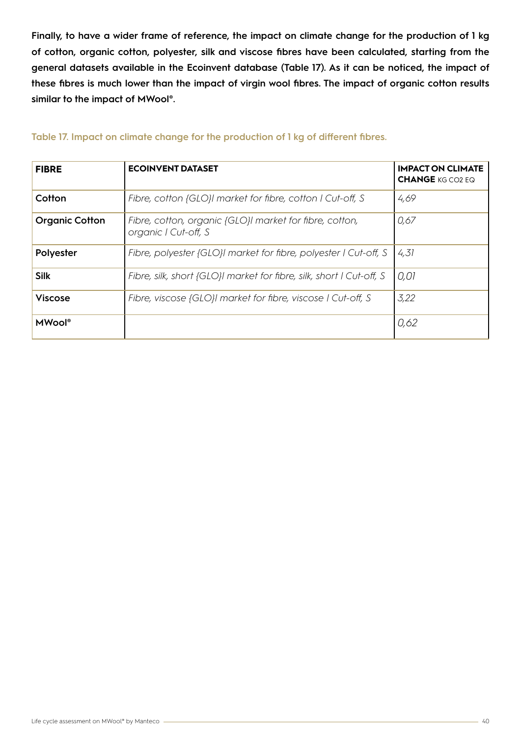**Finally, to have a wider frame of reference, the impact on climate change for the production of 1 kg of cotton, organic cotton, polyester, silk and viscose fibres have been calculated, starting from the general datasets available in the Ecoinvent database (Table 17). As it can be noticed, the impact of these fibres is much lower than the impact of virgin wool fibres. The impact of organic cotton results similar to the impact of MWool®.**

Table 17. Impact on climate change for the production of 1 kg of different fibres.

| FIBRE | ECOINVENT DATASET | IMPACT ON CLIMATE CHANGE KG CO2 EQ |
|---|---|---|
| **Cotton** | *Fibre, cotton {GLO}\| market for fibre, cotton \| Cut-off, S* | *4,69* |
| **Organic Cotton** | *Fibre, cotton, organic {GLO}\| market for fibre, cotton, organic \| Cut-off, S* | *0,67* |
| **Polyester** | *Fibre, polyester {GLO}\| market for fibre, polyester \| Cut-off, S* | *4,31* |
| **Silk** | *Fibre, silk, short {GLO}\| market for fibre, silk, short \| Cut-off, S* | *0,01* |
| **Viscose** | *Fibre, viscose {GLO}\| market for fibre, viscose \| Cut-off, S* | *3,22* |
| **MWool®** | | *0,62* |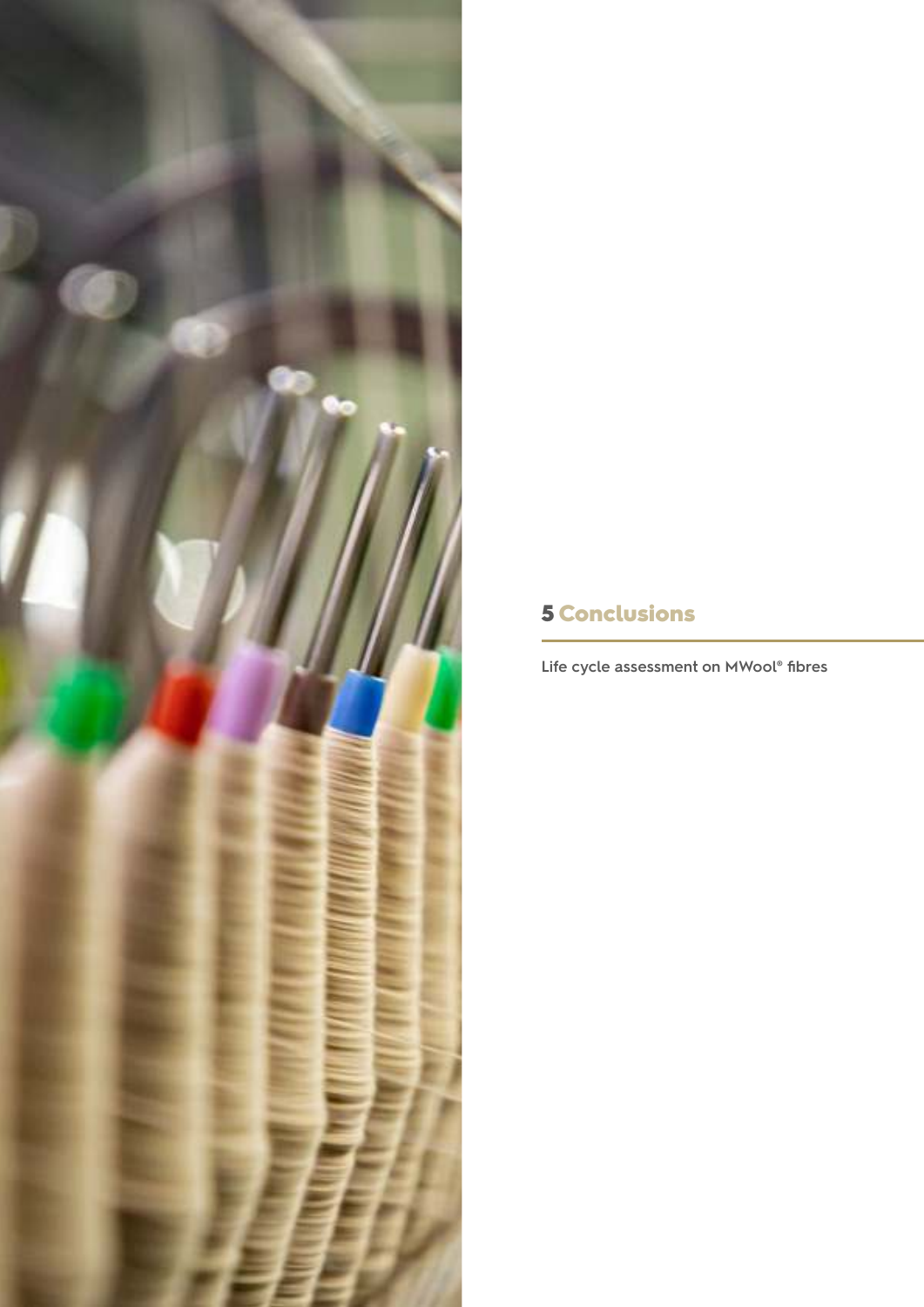# 5 Conclusions

Life cycle assessment on MWool® fibres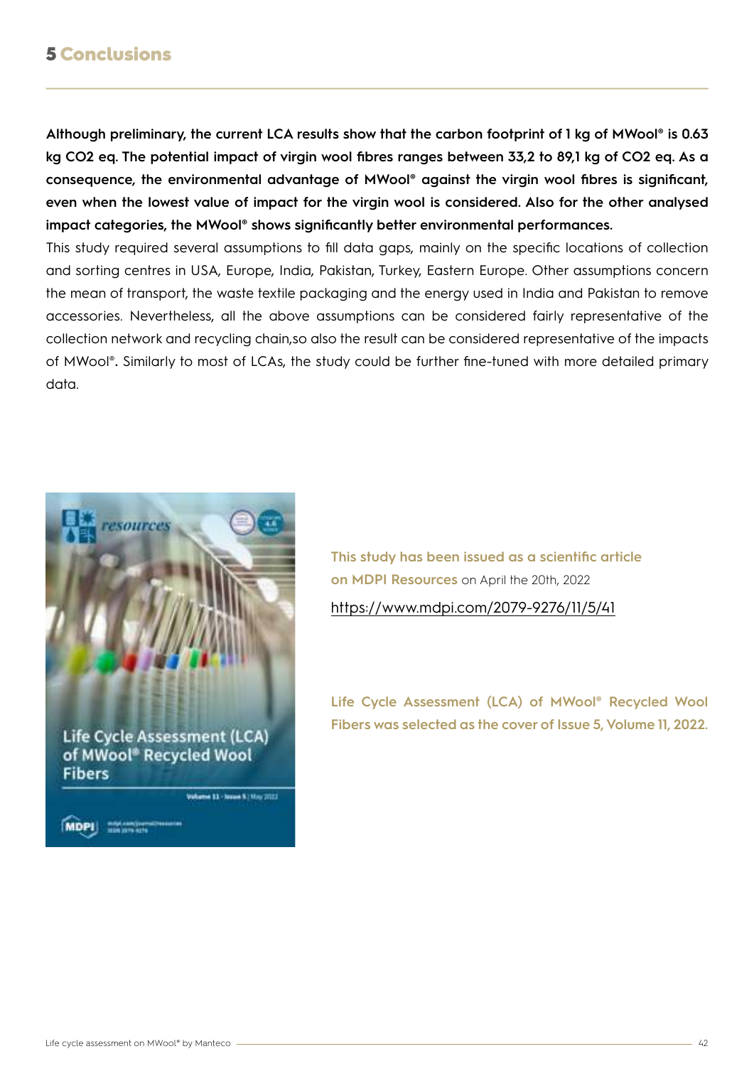# 5 Conclusions

**Although preliminary, the current LCA results show that the carbon footprint of 1 kg of MWool® is 0.63 kg CO2 eq. The potential impact of virgin wool fibres ranges between 33,2 to 89,1 kg of CO2 eq. As a consequence, the environmental advantage of MWool® against the virgin wool fibres is significant, even when the lowest value of impact for the virgin wool is considered. Also for the other analysed impact categories, the MWool® shows significantly better environmental performances.**

This study required several assumptions to fill data gaps, mainly on the specific locations of collection and sorting centres in USA, Europe, India, Pakistan, Turkey, Eastern Europe. Other assumptions concern the mean of transport, the waste textile packaging and the energy used in India and Pakistan to remove accessories. Nevertheless, all the above assumptions can be considered fairly representative of the collection network and recycling chain,so also the result can be considered representative of the impacts of MWool®. Similarly to most of LCAs, the study could be further fine-tuned with more detailed primary data.

resources

Life Cycle Assessment (LCA) of MWool® Recycled Wool Fibers

Volume 11 · Issue 5 | May 2022

MDPI

**This study has been issued as a scientific article on MDPI Resources** on April the 20th, 2022

https://www.mdpi.com/2079-9276/11/5/41

**Life Cycle Assessment (LCA) of MWool® Recycled Wool Fibers was selected as the cover of Issue 5, Volume 11, 2022.**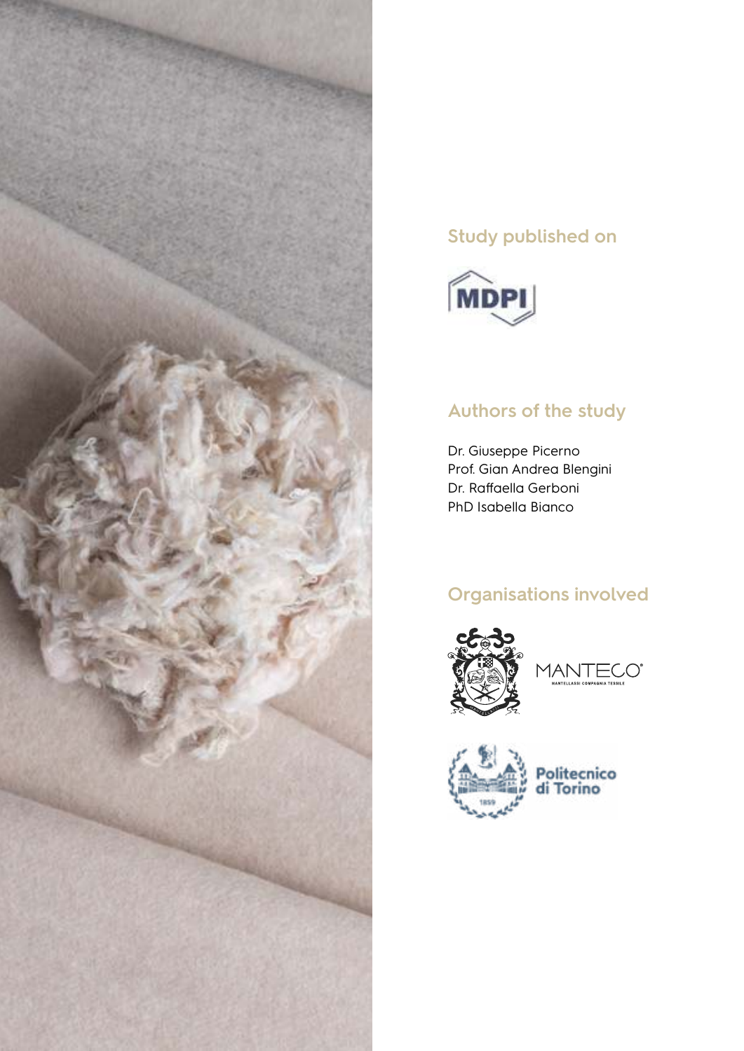## Study published on

MDPI

## Authors of the study

Dr. Giuseppe Picerno
Prof. Gian Andrea Blengini
Dr. Raffaella Gerboni
PhD Isabella Bianco

## Organisations involved

MANTECO®
MANTELLASSI COMPAGNIA TESSILE

Politecnico di Torino